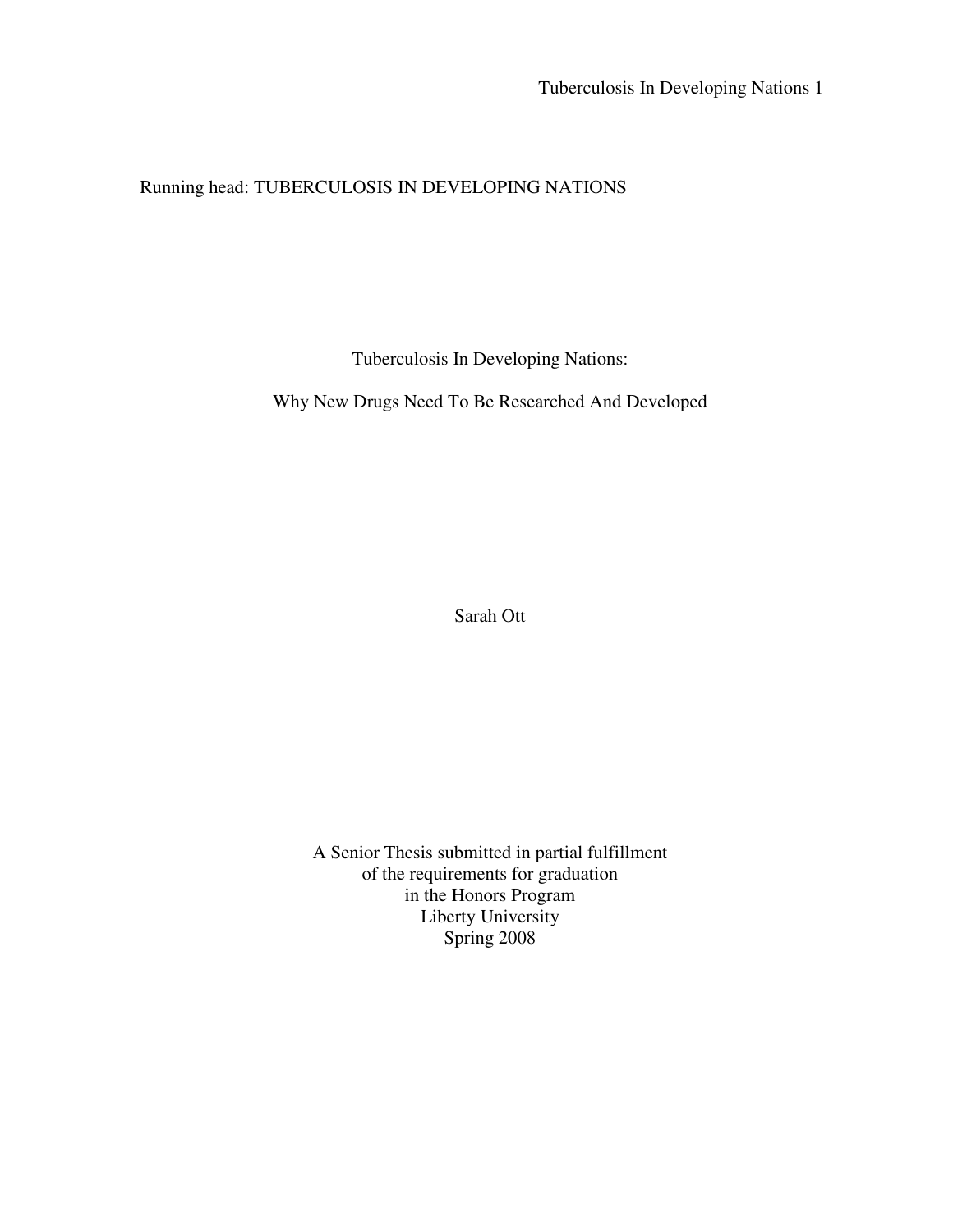Running head: TUBERCULOSIS IN DEVELOPING NATIONS

# Tuberculosis In Developing Nations:

# Why New Drugs Need To Be Researched And Developed

Sarah Ott

A Senior Thesis submitted in partial fulfillment
of the requirements for graduation
in the Honors Program
Liberty University
Spring 2008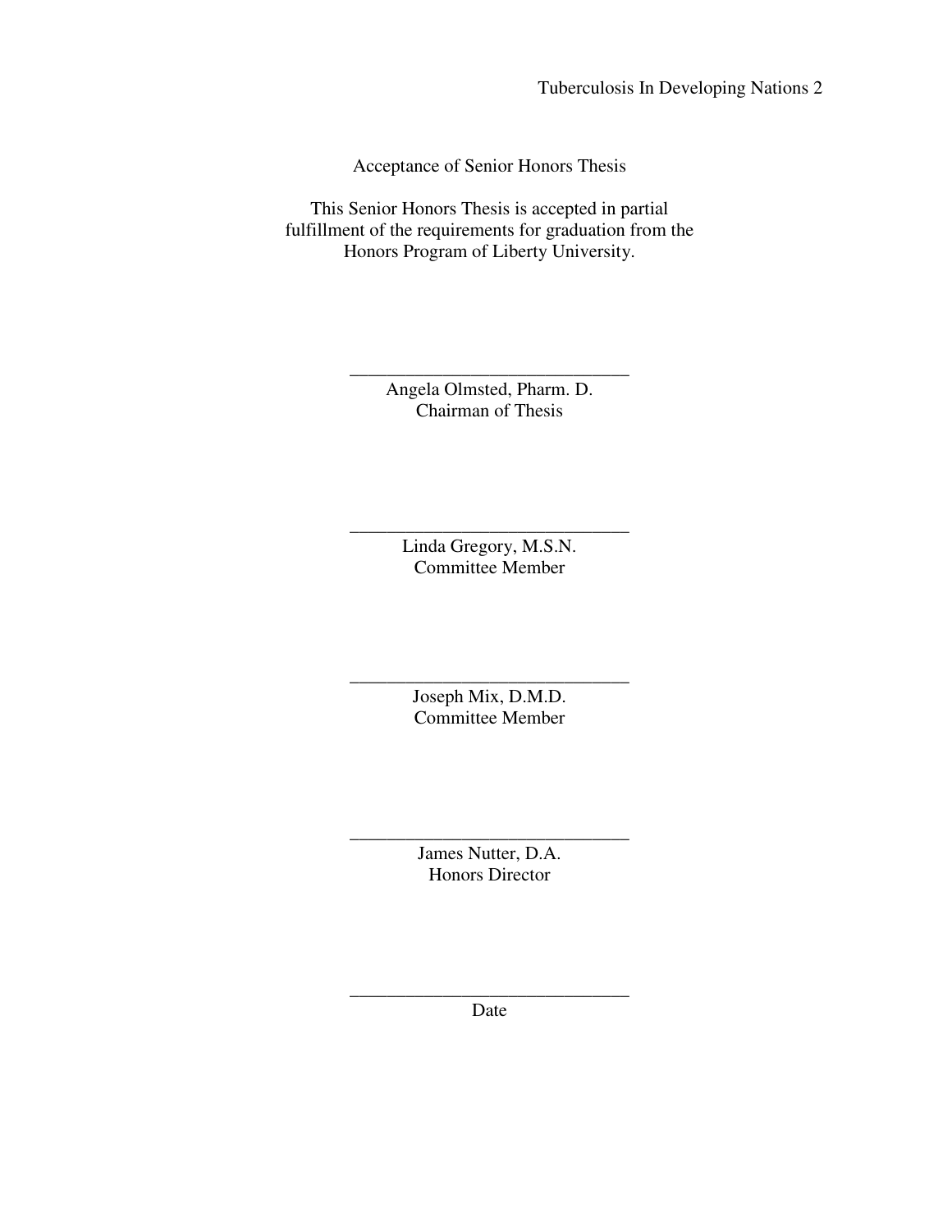Acceptance of Senior Honors Thesis

This Senior Honors Thesis is accepted in partial fulfillment of the requirements for graduation from the Honors Program of Liberty University.

______________________________
Angela Olmsted, Pharm. D.
Chairman of Thesis

______________________________
Linda Gregory, M.S.N.
Committee Member

______________________________
Joseph Mix, D.M.D.
Committee Member

______________________________
James Nutter, D.A.
Honors Director

______________________________
Date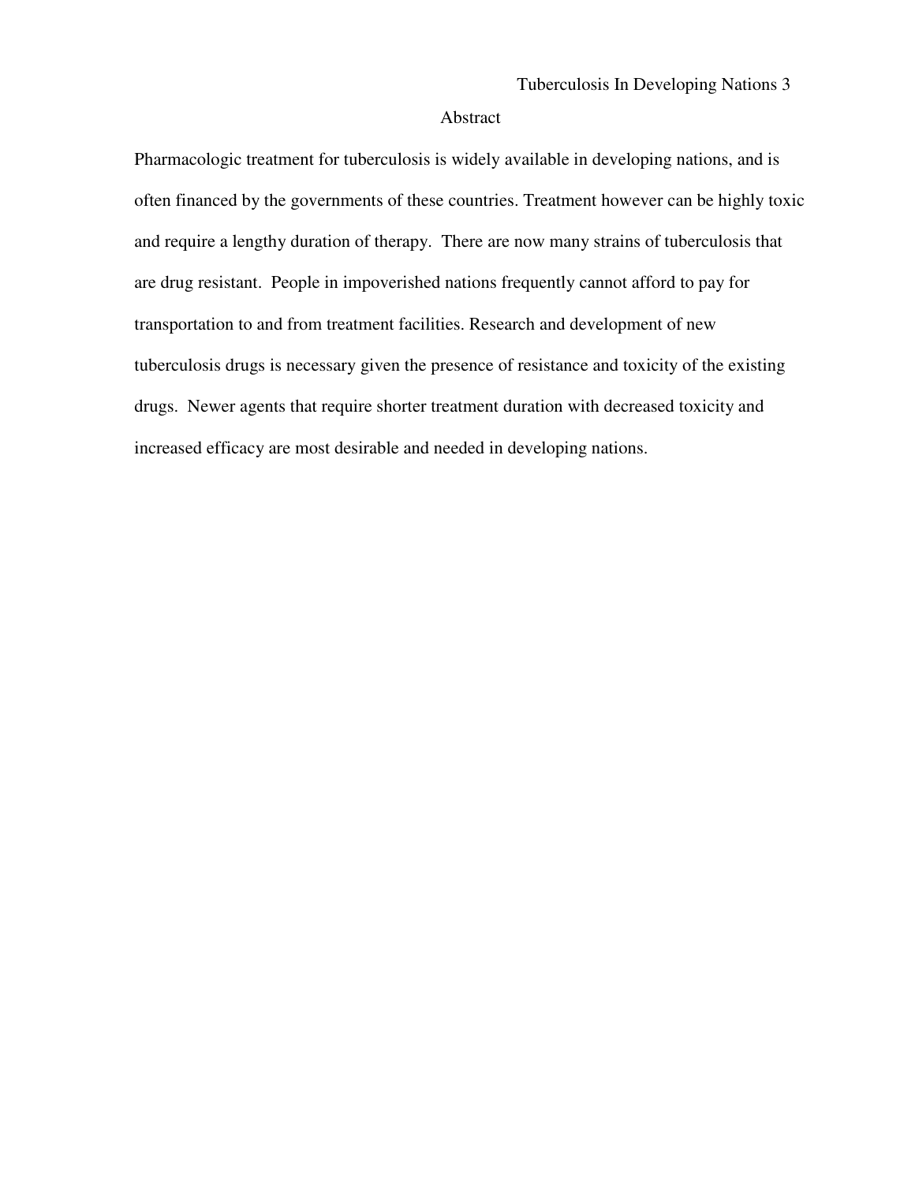# Abstract

Pharmacologic treatment for tuberculosis is widely available in developing nations, and is often financed by the governments of these countries. Treatment however can be highly toxic and require a lengthy duration of therapy. There are now many strains of tuberculosis that are drug resistant. People in impoverished nations frequently cannot afford to pay for transportation to and from treatment facilities. Research and development of new tuberculosis drugs is necessary given the presence of resistance and toxicity of the existing drugs. Newer agents that require shorter treatment duration with decreased toxicity and increased efficacy are most desirable and needed in developing nations.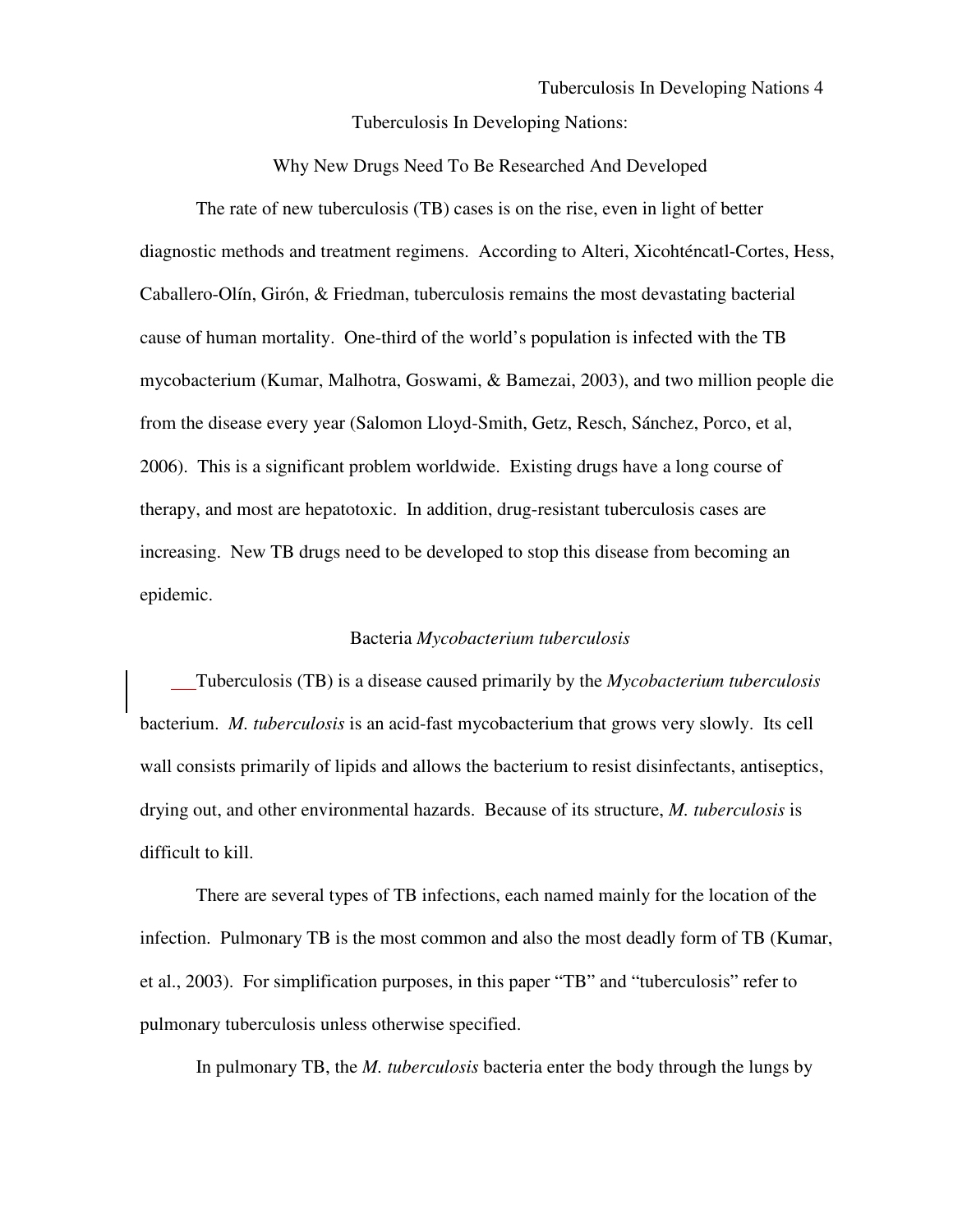# Tuberculosis In Developing Nations:

## Why New Drugs Need To Be Researched And Developed

The rate of new tuberculosis (TB) cases is on the rise, even in light of better diagnostic methods and treatment regimens. According to Alteri, Xicohténcatl-Cortes, Hess, Caballero-Olín, Girón, & Friedman, tuberculosis remains the most devastating bacterial cause of human mortality. One-third of the world's population is infected with the TB mycobacterium (Kumar, Malhotra, Goswami, & Bamezai, 2003), and two million people die from the disease every year (Salomon Lloyd-Smith, Getz, Resch, Sánchez, Porco, et al, 2006). This is a significant problem worldwide. Existing drugs have a long course of therapy, and most are hepatotoxic. In addition, drug-resistant tuberculosis cases are increasing. New TB drugs need to be developed to stop this disease from becoming an epidemic.

### Bacteria *Mycobacterium tuberculosis*

Tuberculosis (TB) is a disease caused primarily by the *Mycobacterium tuberculosis* bacterium. *M. tuberculosis* is an acid-fast mycobacterium that grows very slowly. Its cell wall consists primarily of lipids and allows the bacterium to resist disinfectants, antiseptics, drying out, and other environmental hazards. Because of its structure, *M. tuberculosis* is difficult to kill.

There are several types of TB infections, each named mainly for the location of the infection. Pulmonary TB is the most common and also the most deadly form of TB (Kumar, et al., 2003). For simplification purposes, in this paper "TB" and "tuberculosis" refer to pulmonary tuberculosis unless otherwise specified.

In pulmonary TB, the *M. tuberculosis* bacteria enter the body through the lungs by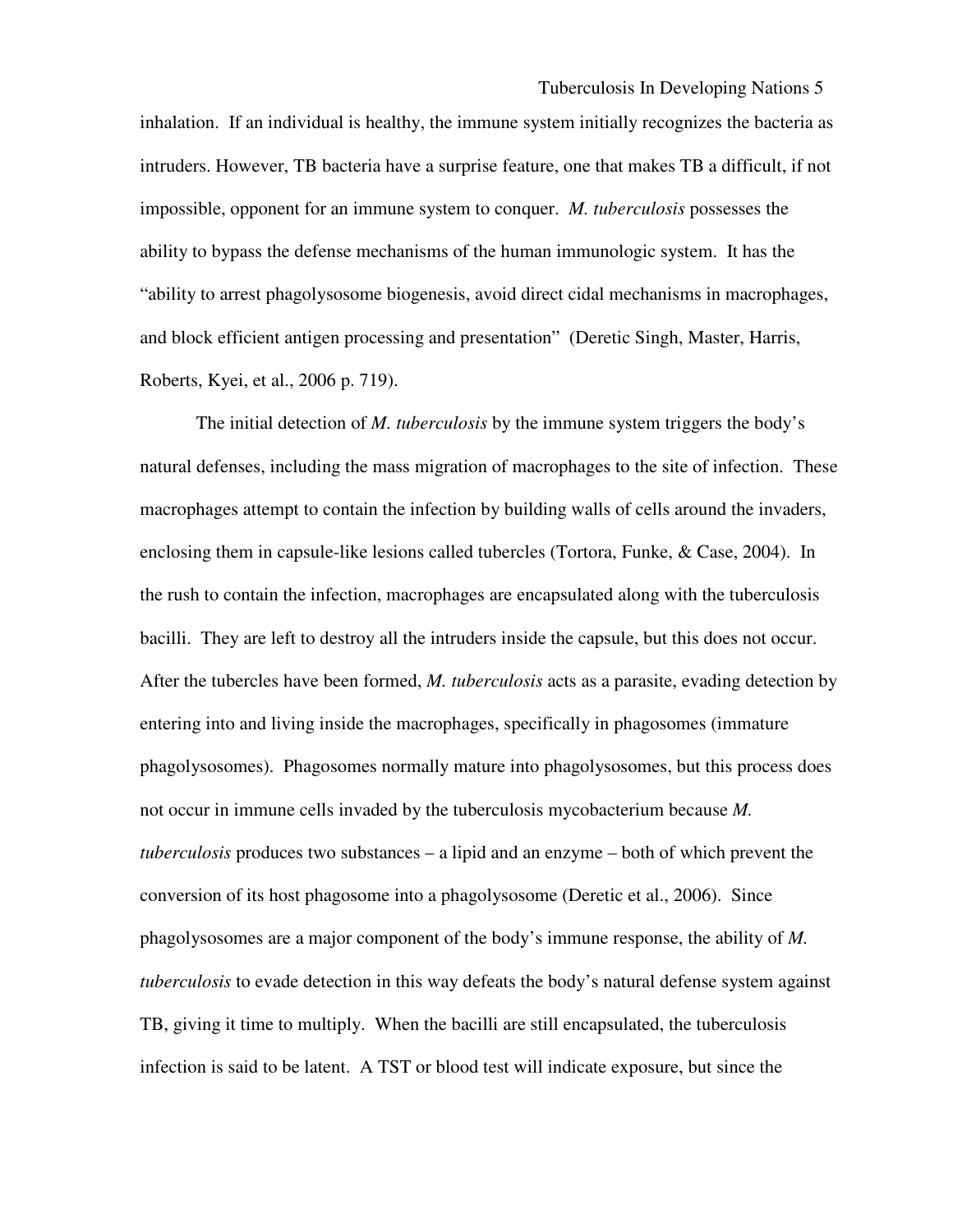inhalation. If an individual is healthy, the immune system initially recognizes the bacteria as intruders. However, TB bacteria have a surprise feature, one that makes TB a difficult, if not impossible, opponent for an immune system to conquer. *M. tuberculosis* possesses the ability to bypass the defense mechanisms of the human immunologic system. It has the "ability to arrest phagolysosome biogenesis, avoid direct cidal mechanisms in macrophages, and block efficient antigen processing and presentation" (Deretic Singh, Master, Harris, Roberts, Kyei, et al., 2006 p. 719).

The initial detection of *M. tuberculosis* by the immune system triggers the body's natural defenses, including the mass migration of macrophages to the site of infection. These macrophages attempt to contain the infection by building walls of cells around the invaders, enclosing them in capsule-like lesions called tubercles (Tortora, Funke, & Case, 2004). In the rush to contain the infection, macrophages are encapsulated along with the tuberculosis bacilli. They are left to destroy all the intruders inside the capsule, but this does not occur. After the tubercles have been formed, *M. tuberculosis* acts as a parasite, evading detection by entering into and living inside the macrophages, specifically in phagosomes (immature phagolysosomes). Phagosomes normally mature into phagolysosomes, but this process does not occur in immune cells invaded by the tuberculosis mycobacterium because *M. tuberculosis* produces two substances – a lipid and an enzyme – both of which prevent the conversion of its host phagosome into a phagolysosome (Deretic et al., 2006). Since phagolysosomes are a major component of the body's immune response, the ability of *M. tuberculosis* to evade detection in this way defeats the body's natural defense system against TB, giving it time to multiply. When the bacilli are still encapsulated, the tuberculosis infection is said to be latent. A TST or blood test will indicate exposure, but since the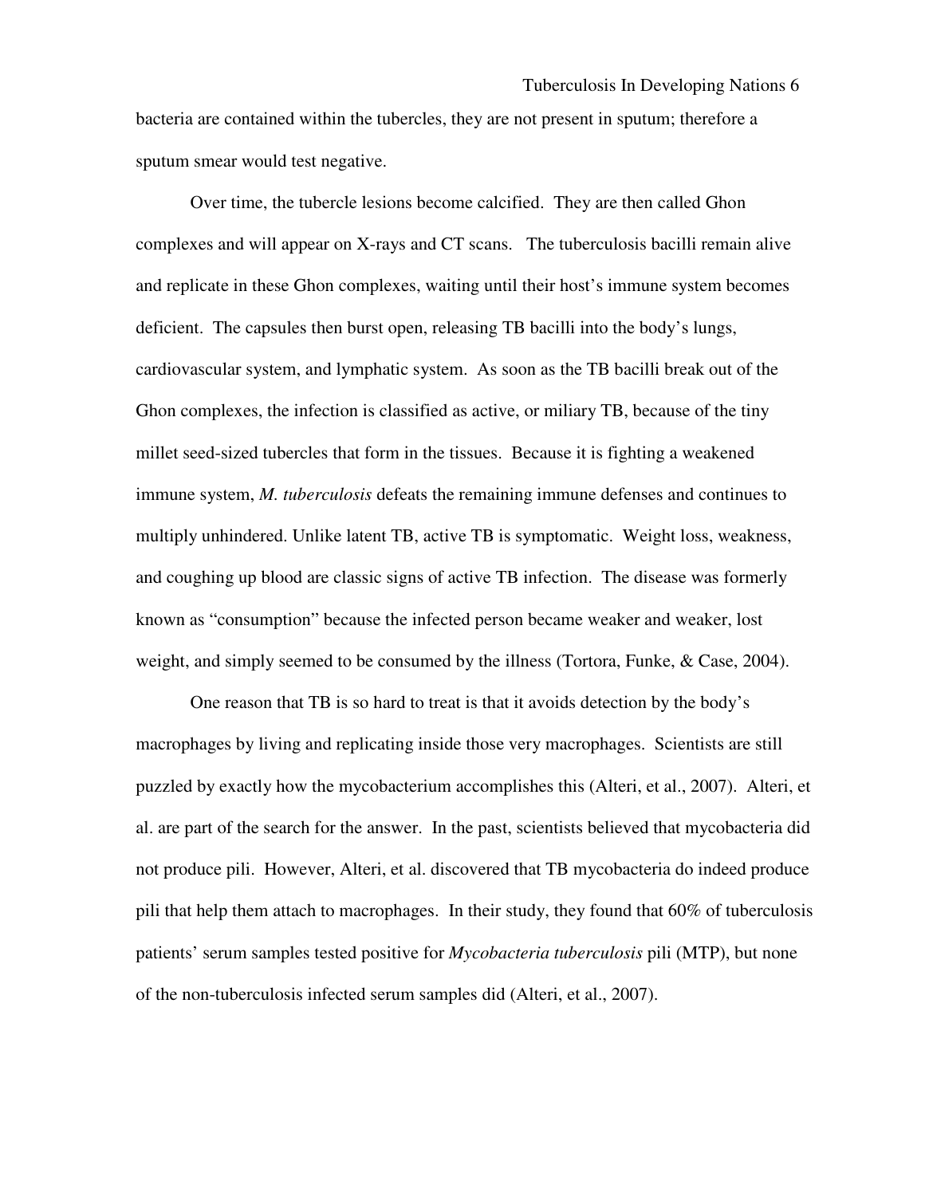bacteria are contained within the tubercles, they are not present in sputum; therefore a sputum smear would test negative.

Over time, the tubercle lesions become calcified. They are then called Ghon complexes and will appear on X-rays and CT scans. The tuberculosis bacilli remain alive and replicate in these Ghon complexes, waiting until their host's immune system becomes deficient. The capsules then burst open, releasing TB bacilli into the body's lungs, cardiovascular system, and lymphatic system. As soon as the TB bacilli break out of the Ghon complexes, the infection is classified as active, or miliary TB, because of the tiny millet seed-sized tubercles that form in the tissues. Because it is fighting a weakened immune system, *M. tuberculosis* defeats the remaining immune defenses and continues to multiply unhindered. Unlike latent TB, active TB is symptomatic. Weight loss, weakness, and coughing up blood are classic signs of active TB infection. The disease was formerly known as "consumption" because the infected person became weaker and weaker, lost weight, and simply seemed to be consumed by the illness (Tortora, Funke, & Case, 2004).

One reason that TB is so hard to treat is that it avoids detection by the body's macrophages by living and replicating inside those very macrophages. Scientists are still puzzled by exactly how the mycobacterium accomplishes this (Alteri, et al., 2007). Alteri, et al. are part of the search for the answer. In the past, scientists believed that mycobacteria did not produce pili. However, Alteri, et al. discovered that TB mycobacteria do indeed produce pili that help them attach to macrophages. In their study, they found that 60% of tuberculosis patients' serum samples tested positive for *Mycobacteria tuberculosis* pili (MTP), but none of the non-tuberculosis infected serum samples did (Alteri, et al., 2007).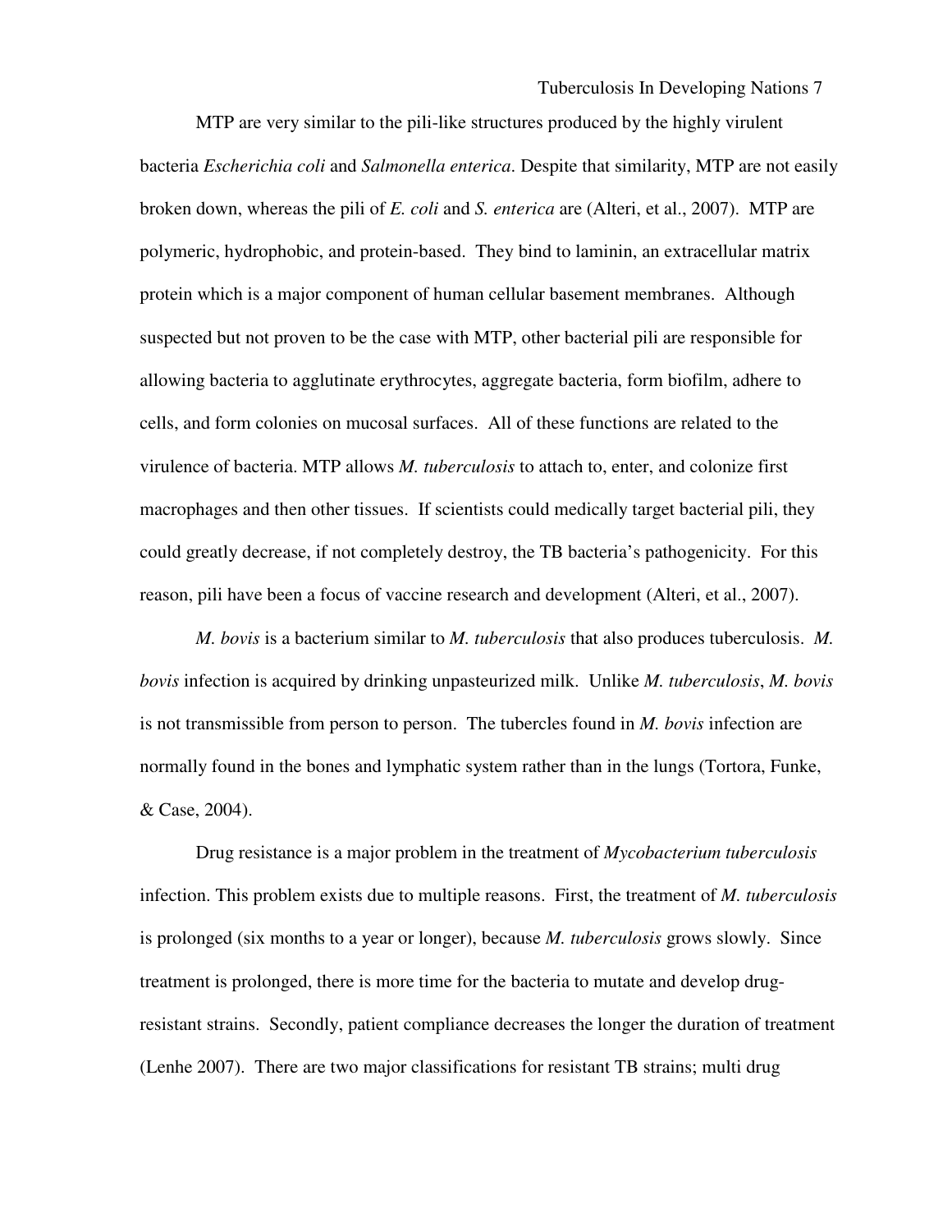MTP are very similar to the pili-like structures produced by the highly virulent bacteria *Escherichia coli* and *Salmonella enterica*. Despite that similarity, MTP are not easily broken down, whereas the pili of *E. coli* and *S. enterica* are (Alteri, et al., 2007). MTP are polymeric, hydrophobic, and protein-based. They bind to laminin, an extracellular matrix protein which is a major component of human cellular basement membranes. Although suspected but not proven to be the case with MTP, other bacterial pili are responsible for allowing bacteria to agglutinate erythrocytes, aggregate bacteria, form biofilm, adhere to cells, and form colonies on mucosal surfaces. All of these functions are related to the virulence of bacteria. MTP allows *M. tuberculosis* to attach to, enter, and colonize first macrophages and then other tissues. If scientists could medically target bacterial pili, they could greatly decrease, if not completely destroy, the TB bacteria's pathogenicity. For this reason, pili have been a focus of vaccine research and development (Alteri, et al., 2007).

*M. bovis* is a bacterium similar to *M. tuberculosis* that also produces tuberculosis. *M. bovis* infection is acquired by drinking unpasteurized milk. Unlike *M. tuberculosis*, *M. bovis* is not transmissible from person to person. The tubercles found in *M. bovis* infection are normally found in the bones and lymphatic system rather than in the lungs (Tortora, Funke, & Case, 2004).

Drug resistance is a major problem in the treatment of *Mycobacterium tuberculosis* infection. This problem exists due to multiple reasons. First, the treatment of *M. tuberculosis* is prolonged (six months to a year or longer), because *M. tuberculosis* grows slowly. Since treatment is prolonged, there is more time for the bacteria to mutate and develop drug-resistant strains. Secondly, patient compliance decreases the longer the duration of treatment (Lenhe 2007). There are two major classifications for resistant TB strains; multi drug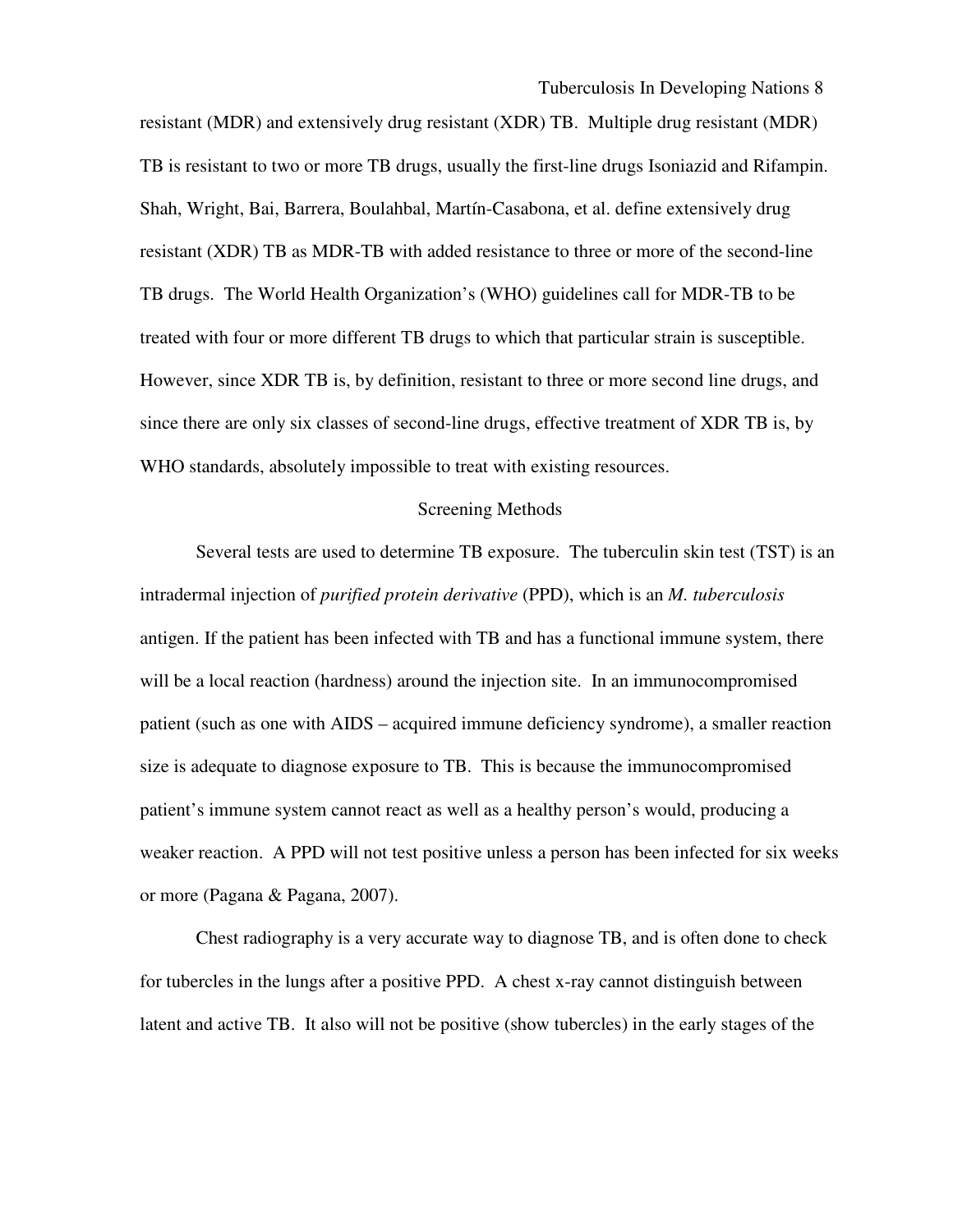resistant (MDR) and extensively drug resistant (XDR) TB. Multiple drug resistant (MDR) TB is resistant to two or more TB drugs, usually the first-line drugs Isoniazid and Rifampin. Shah, Wright, Bai, Barrera, Boulahbal, Martín-Casabona, et al. define extensively drug resistant (XDR) TB as MDR-TB with added resistance to three or more of the second-line TB drugs. The World Health Organization's (WHO) guidelines call for MDR-TB to be treated with four or more different TB drugs to which that particular strain is susceptible. However, since XDR TB is, by definition, resistant to three or more second line drugs, and since there are only six classes of second-line drugs, effective treatment of XDR TB is, by WHO standards, absolutely impossible to treat with existing resources.

## Screening Methods

Several tests are used to determine TB exposure. The tuberculin skin test (TST) is an intradermal injection of *purified protein derivative* (PPD), which is an *M. tuberculosis* antigen. If the patient has been infected with TB and has a functional immune system, there will be a local reaction (hardness) around the injection site. In an immunocompromised patient (such as one with AIDS – acquired immune deficiency syndrome), a smaller reaction size is adequate to diagnose exposure to TB. This is because the immunocompromised patient's immune system cannot react as well as a healthy person's would, producing a weaker reaction. A PPD will not test positive unless a person has been infected for six weeks or more (Pagana & Pagana, 2007).

Chest radiography is a very accurate way to diagnose TB, and is often done to check for tubercles in the lungs after a positive PPD. A chest x-ray cannot distinguish between latent and active TB. It also will not be positive (show tubercles) in the early stages of the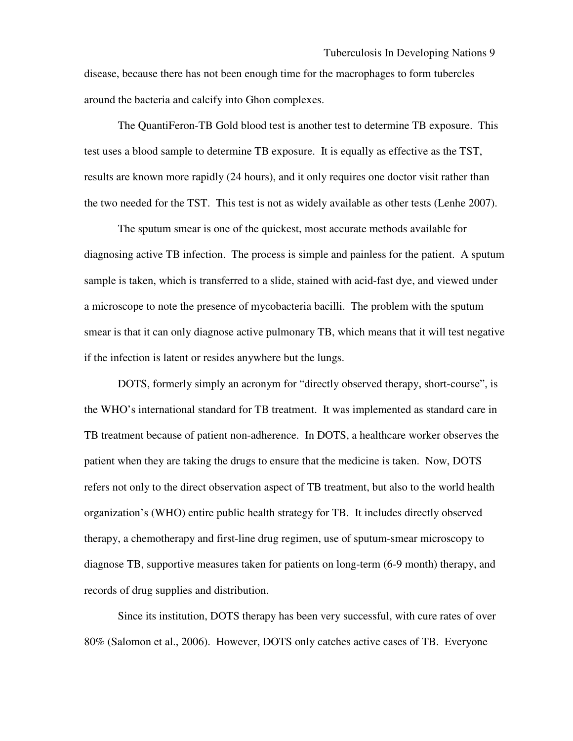disease, because there has not been enough time for the macrophages to form tubercles around the bacteria and calcify into Ghon complexes.

The QuantiFeron-TB Gold blood test is another test to determine TB exposure. This test uses a blood sample to determine TB exposure. It is equally as effective as the TST, results are known more rapidly (24 hours), and it only requires one doctor visit rather than the two needed for the TST. This test is not as widely available as other tests (Lenhe 2007).

The sputum smear is one of the quickest, most accurate methods available for diagnosing active TB infection. The process is simple and painless for the patient. A sputum sample is taken, which is transferred to a slide, stained with acid-fast dye, and viewed under a microscope to note the presence of mycobacteria bacilli. The problem with the sputum smear is that it can only diagnose active pulmonary TB, which means that it will test negative if the infection is latent or resides anywhere but the lungs.

DOTS, formerly simply an acronym for "directly observed therapy, short-course", is the WHO's international standard for TB treatment. It was implemented as standard care in TB treatment because of patient non-adherence. In DOTS, a healthcare worker observes the patient when they are taking the drugs to ensure that the medicine is taken. Now, DOTS refers not only to the direct observation aspect of TB treatment, but also to the world health organization's (WHO) entire public health strategy for TB. It includes directly observed therapy, a chemotherapy and first-line drug regimen, use of sputum-smear microscopy to diagnose TB, supportive measures taken for patients on long-term (6-9 month) therapy, and records of drug supplies and distribution.

Since its institution, DOTS therapy has been very successful, with cure rates of over 80% (Salomon et al., 2006). However, DOTS only catches active cases of TB. Everyone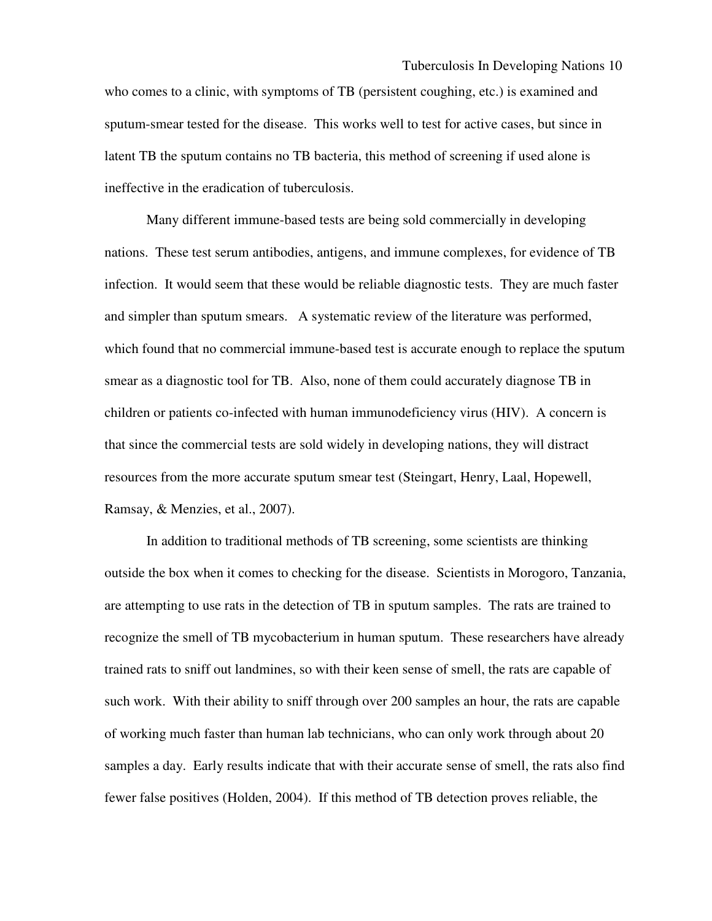who comes to a clinic, with symptoms of TB (persistent coughing, etc.) is examined and sputum-smear tested for the disease. This works well to test for active cases, but since in latent TB the sputum contains no TB bacteria, this method of screening if used alone is ineffective in the eradication of tuberculosis.

Many different immune-based tests are being sold commercially in developing nations. These test serum antibodies, antigens, and immune complexes, for evidence of TB infection. It would seem that these would be reliable diagnostic tests. They are much faster and simpler than sputum smears. A systematic review of the literature was performed, which found that no commercial immune-based test is accurate enough to replace the sputum smear as a diagnostic tool for TB. Also, none of them could accurately diagnose TB in children or patients co-infected with human immunodeficiency virus (HIV). A concern is that since the commercial tests are sold widely in developing nations, they will distract resources from the more accurate sputum smear test (Steingart, Henry, Laal, Hopewell, Ramsay, & Menzies, et al., 2007).

In addition to traditional methods of TB screening, some scientists are thinking outside the box when it comes to checking for the disease. Scientists in Morogoro, Tanzania, are attempting to use rats in the detection of TB in sputum samples. The rats are trained to recognize the smell of TB mycobacterium in human sputum. These researchers have already trained rats to sniff out landmines, so with their keen sense of smell, the rats are capable of such work. With their ability to sniff through over 200 samples an hour, the rats are capable of working much faster than human lab technicians, who can only work through about 20 samples a day. Early results indicate that with their accurate sense of smell, the rats also find fewer false positives (Holden, 2004). If this method of TB detection proves reliable, the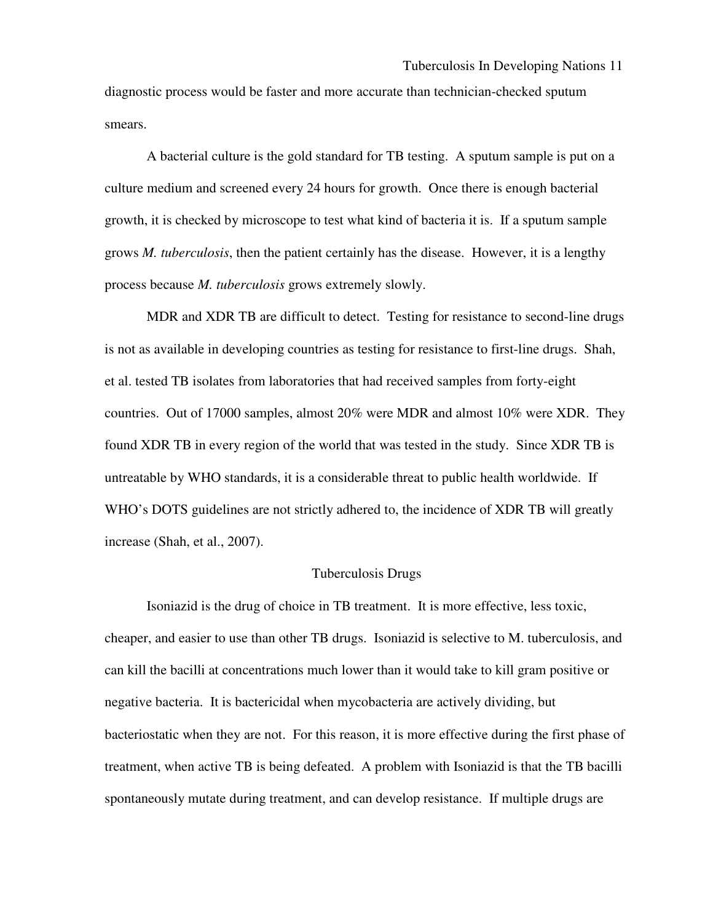diagnostic process would be faster and more accurate than technician-checked sputum smears.

A bacterial culture is the gold standard for TB testing. A sputum sample is put on a culture medium and screened every 24 hours for growth. Once there is enough bacterial growth, it is checked by microscope to test what kind of bacteria it is. If a sputum sample grows *M. tuberculosis*, then the patient certainly has the disease. However, it is a lengthy process because *M. tuberculosis* grows extremely slowly.

MDR and XDR TB are difficult to detect. Testing for resistance to second-line drugs is not as available in developing countries as testing for resistance to first-line drugs. Shah, et al. tested TB isolates from laboratories that had received samples from forty-eight countries. Out of 17000 samples, almost 20% were MDR and almost 10% were XDR. They found XDR TB in every region of the world that was tested in the study. Since XDR TB is untreatable by WHO standards, it is a considerable threat to public health worldwide. If WHO's DOTS guidelines are not strictly adhered to, the incidence of XDR TB will greatly increase (Shah, et al., 2007).

## Tuberculosis Drugs

Isoniazid is the drug of choice in TB treatment. It is more effective, less toxic, cheaper, and easier to use than other TB drugs. Isoniazid is selective to M. tuberculosis, and can kill the bacilli at concentrations much lower than it would take to kill gram positive or negative bacteria. It is bactericidal when mycobacteria are actively dividing, but bacteriostatic when they are not. For this reason, it is more effective during the first phase of treatment, when active TB is being defeated. A problem with Isoniazid is that the TB bacilli spontaneously mutate during treatment, and can develop resistance. If multiple drugs are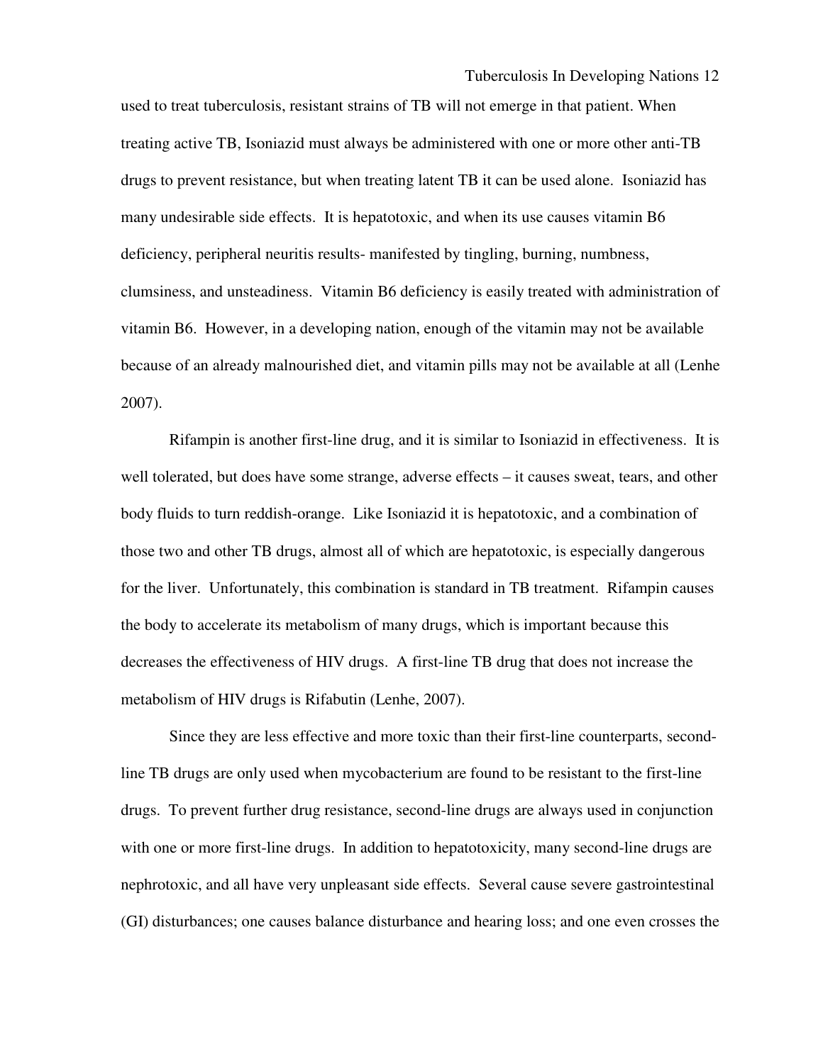used to treat tuberculosis, resistant strains of TB will not emerge in that patient. When treating active TB, Isoniazid must always be administered with one or more other anti-TB drugs to prevent resistance, but when treating latent TB it can be used alone. Isoniazid has many undesirable side effects. It is hepatotoxic, and when its use causes vitamin B6 deficiency, peripheral neuritis results- manifested by tingling, burning, numbness, clumsiness, and unsteadiness. Vitamin B6 deficiency is easily treated with administration of vitamin B6. However, in a developing nation, enough of the vitamin may not be available because of an already malnourished diet, and vitamin pills may not be available at all (Lenhe 2007).

Rifampin is another first-line drug, and it is similar to Isoniazid in effectiveness. It is well tolerated, but does have some strange, adverse effects – it causes sweat, tears, and other body fluids to turn reddish-orange. Like Isoniazid it is hepatotoxic, and a combination of those two and other TB drugs, almost all of which are hepatotoxic, is especially dangerous for the liver. Unfortunately, this combination is standard in TB treatment. Rifampin causes the body to accelerate its metabolism of many drugs, which is important because this decreases the effectiveness of HIV drugs. A first-line TB drug that does not increase the metabolism of HIV drugs is Rifabutin (Lenhe, 2007).

Since they are less effective and more toxic than their first-line counterparts, second-line TB drugs are only used when mycobacterium are found to be resistant to the first-line drugs. To prevent further drug resistance, second-line drugs are always used in conjunction with one or more first-line drugs. In addition to hepatotoxicity, many second-line drugs are nephrotoxic, and all have very unpleasant side effects. Several cause severe gastrointestinal (GI) disturbances; one causes balance disturbance and hearing loss; and one even crosses the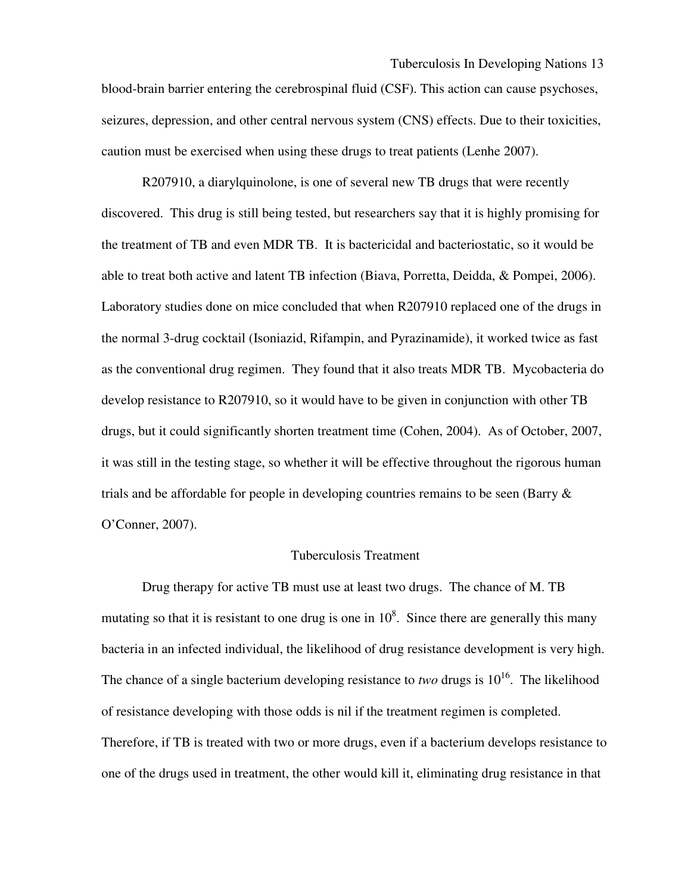blood-brain barrier entering the cerebrospinal fluid (CSF). This action can cause psychoses, seizures, depression, and other central nervous system (CNS) effects. Due to their toxicities, caution must be exercised when using these drugs to treat patients (Lenhe 2007).

R207910, a diarylquinolone, is one of several new TB drugs that were recently discovered. This drug is still being tested, but researchers say that it is highly promising for the treatment of TB and even MDR TB. It is bactericidal and bacteriostatic, so it would be able to treat both active and latent TB infection (Biava, Porretta, Deidda, & Pompei, 2006). Laboratory studies done on mice concluded that when R207910 replaced one of the drugs in the normal 3-drug cocktail (Isoniazid, Rifampin, and Pyrazinamide), it worked twice as fast as the conventional drug regimen. They found that it also treats MDR TB. Mycobacteria do develop resistance to R207910, so it would have to be given in conjunction with other TB drugs, but it could significantly shorten treatment time (Cohen, 2004). As of October, 2007, it was still in the testing stage, so whether it will be effective throughout the rigorous human trials and be affordable for people in developing countries remains to be seen (Barry & O'Conner, 2007).

## Tuberculosis Treatment

Drug therapy for active TB must use at least two drugs. The chance of M. TB mutating so that it is resistant to one drug is one in $10^8$. Since there are generally this many bacteria in an infected individual, the likelihood of drug resistance development is very high. The chance of a single bacterium developing resistance to *two* drugs is $10^{16}$. The likelihood of resistance developing with those odds is nil if the treatment regimen is completed. Therefore, if TB is treated with two or more drugs, even if a bacterium develops resistance to one of the drugs used in treatment, the other would kill it, eliminating drug resistance in that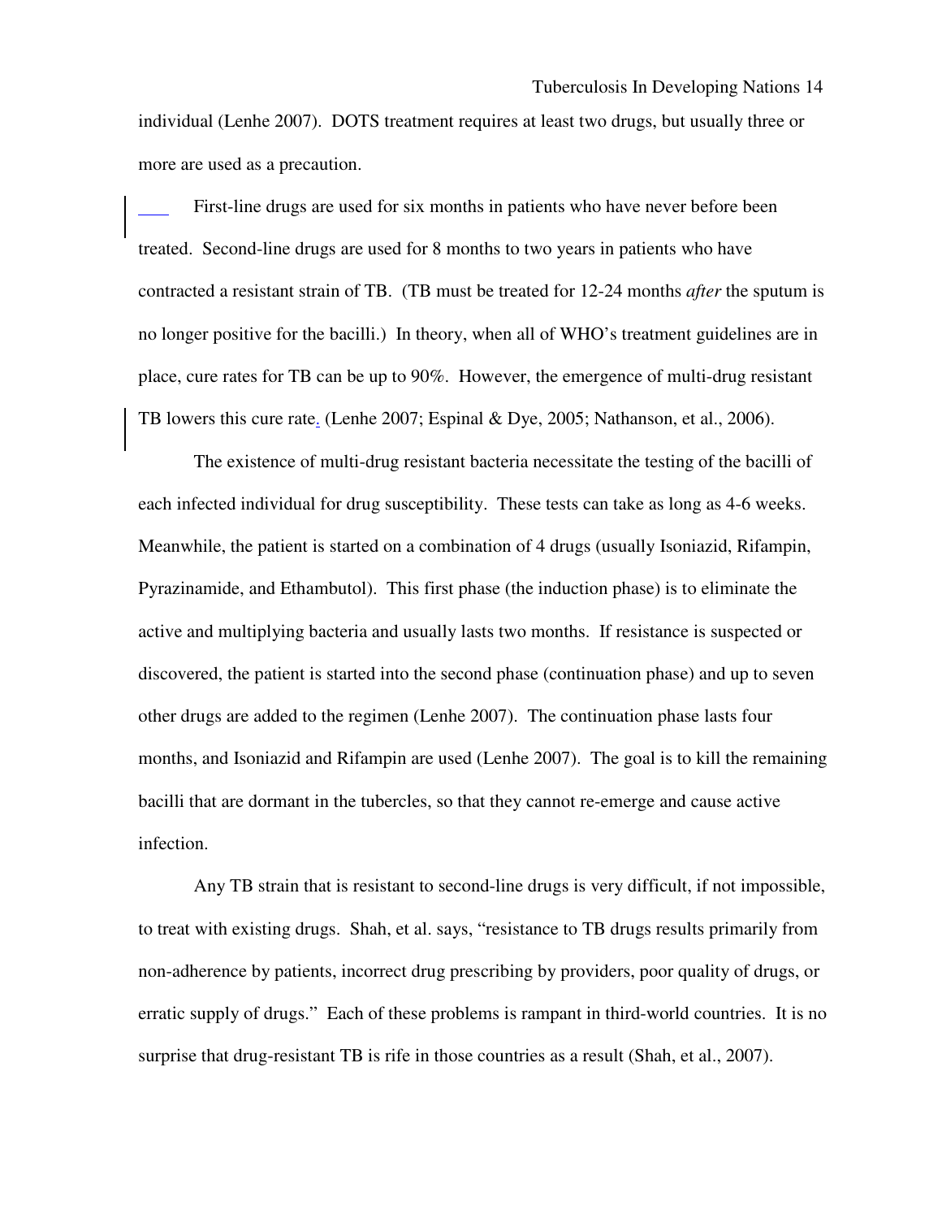individual (Lenhe 2007). DOTS treatment requires at least two drugs, but usually three or more are used as a precaution.

First-line drugs are used for six months in patients who have never before been treated. Second-line drugs are used for 8 months to two years in patients who have contracted a resistant strain of TB. (TB must be treated for 12-24 months *after* the sputum is no longer positive for the bacilli.) In theory, when all of WHO's treatment guidelines are in place, cure rates for TB can be up to 90%. However, the emergence of multi-drug resistant TB lowers this cure rate. (Lenhe 2007; Espinal & Dye, 2005; Nathanson, et al., 2006).

The existence of multi-drug resistant bacteria necessitate the testing of the bacilli of each infected individual for drug susceptibility. These tests can take as long as 4-6 weeks. Meanwhile, the patient is started on a combination of 4 drugs (usually Isoniazid, Rifampin, Pyrazinamide, and Ethambutol). This first phase (the induction phase) is to eliminate the active and multiplying bacteria and usually lasts two months. If resistance is suspected or discovered, the patient is started into the second phase (continuation phase) and up to seven other drugs are added to the regimen (Lenhe 2007). The continuation phase lasts four months, and Isoniazid and Rifampin are used (Lenhe 2007). The goal is to kill the remaining bacilli that are dormant in the tubercles, so that they cannot re-emerge and cause active infection.

Any TB strain that is resistant to second-line drugs is very difficult, if not impossible, to treat with existing drugs. Shah, et al. says, "resistance to TB drugs results primarily from non-adherence by patients, incorrect drug prescribing by providers, poor quality of drugs, or erratic supply of drugs." Each of these problems is rampant in third-world countries. It is no surprise that drug-resistant TB is rife in those countries as a result (Shah, et al., 2007).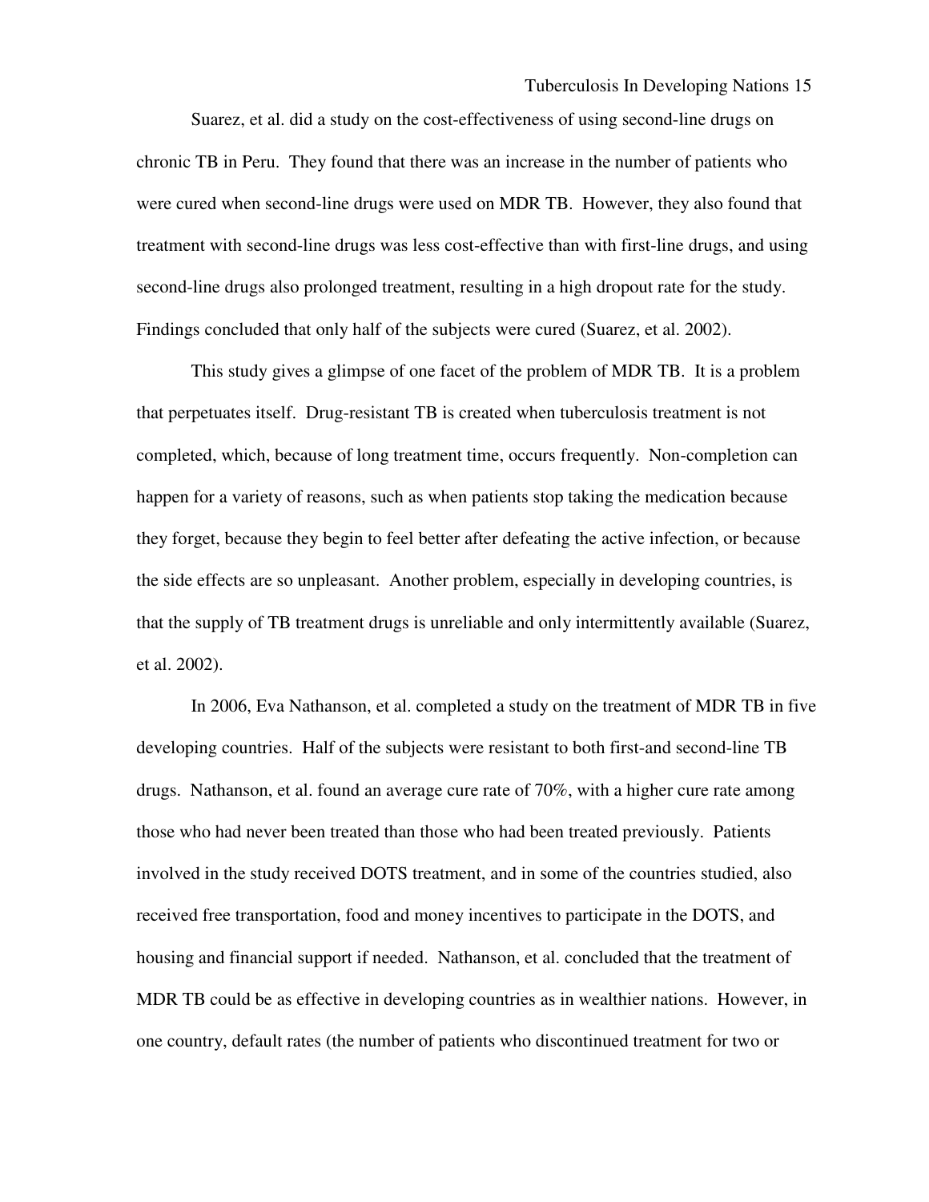Suarez, et al. did a study on the cost-effectiveness of using second-line drugs on chronic TB in Peru. They found that there was an increase in the number of patients who were cured when second-line drugs were used on MDR TB. However, they also found that treatment with second-line drugs was less cost-effective than with first-line drugs, and using second-line drugs also prolonged treatment, resulting in a high dropout rate for the study. Findings concluded that only half of the subjects were cured (Suarez, et al. 2002).

This study gives a glimpse of one facet of the problem of MDR TB. It is a problem that perpetuates itself. Drug-resistant TB is created when tuberculosis treatment is not completed, which, because of long treatment time, occurs frequently. Non-completion can happen for a variety of reasons, such as when patients stop taking the medication because they forget, because they begin to feel better after defeating the active infection, or because the side effects are so unpleasant. Another problem, especially in developing countries, is that the supply of TB treatment drugs is unreliable and only intermittently available (Suarez, et al. 2002).

In 2006, Eva Nathanson, et al. completed a study on the treatment of MDR TB in five developing countries. Half of the subjects were resistant to both first-and second-line TB drugs. Nathanson, et al. found an average cure rate of 70%, with a higher cure rate among those who had never been treated than those who had been treated previously. Patients involved in the study received DOTS treatment, and in some of the countries studied, also received free transportation, food and money incentives to participate in the DOTS, and housing and financial support if needed. Nathanson, et al. concluded that the treatment of MDR TB could be as effective in developing countries as in wealthier nations. However, in one country, default rates (the number of patients who discontinued treatment for two or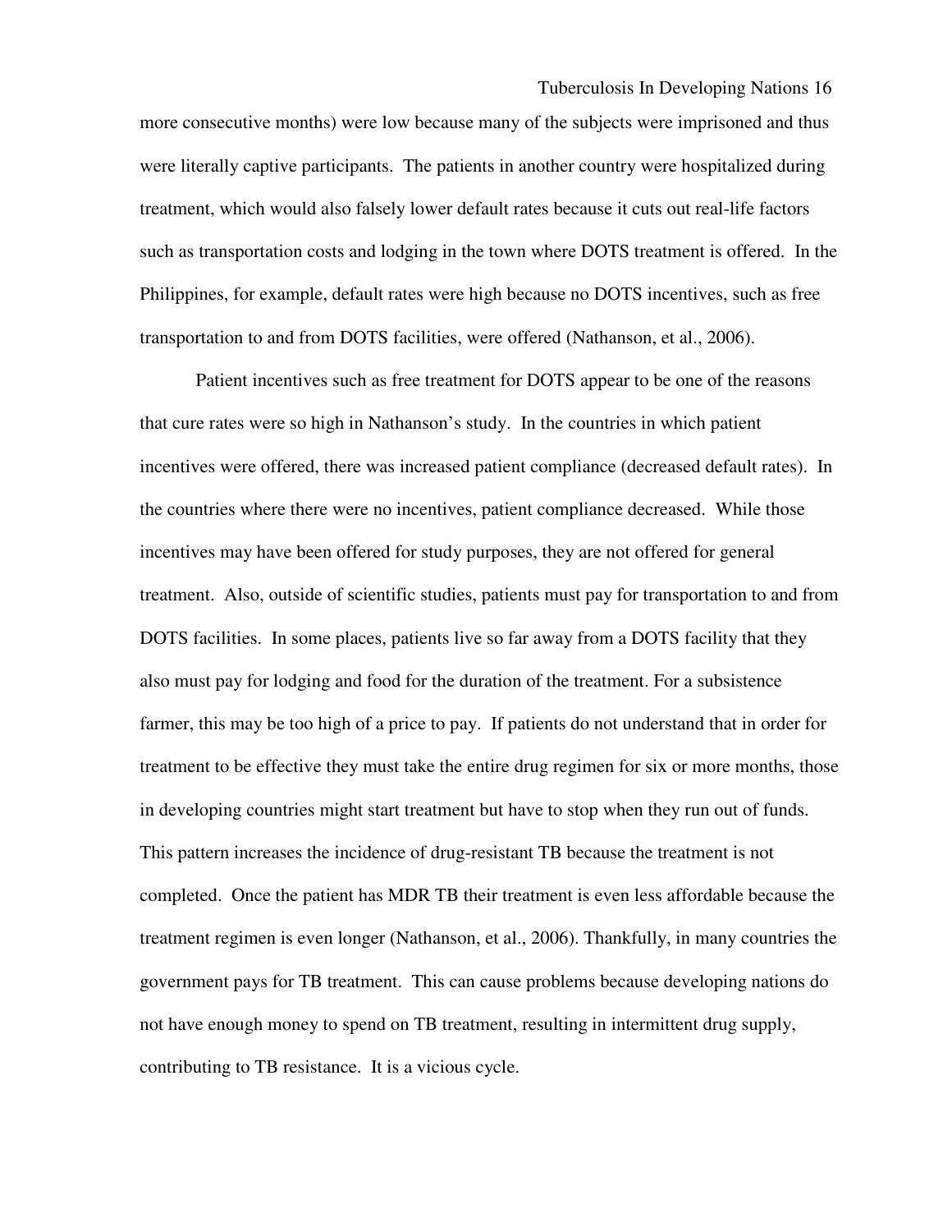more consecutive months) were low because many of the subjects were imprisoned and thus were literally captive participants. The patients in another country were hospitalized during treatment, which would also falsely lower default rates because it cuts out real-life factors such as transportation costs and lodging in the town where DOTS treatment is offered. In the Philippines, for example, default rates were high because no DOTS incentives, such as free transportation to and from DOTS facilities, were offered (Nathanson, et al., 2006).

Patient incentives such as free treatment for DOTS appear to be one of the reasons that cure rates were so high in Nathanson's study. In the countries in which patient incentives were offered, there was increased patient compliance (decreased default rates). In the countries where there were no incentives, patient compliance decreased. While those incentives may have been offered for study purposes, they are not offered for general treatment. Also, outside of scientific studies, patients must pay for transportation to and from DOTS facilities. In some places, patients live so far away from a DOTS facility that they also must pay for lodging and food for the duration of the treatment. For a subsistence farmer, this may be too high of a price to pay. If patients do not understand that in order for treatment to be effective they must take the entire drug regimen for six or more months, those in developing countries might start treatment but have to stop when they run out of funds. This pattern increases the incidence of drug-resistant TB because the treatment is not completed. Once the patient has MDR TB their treatment is even less affordable because the treatment regimen is even longer (Nathanson, et al., 2006). Thankfully, in many countries the government pays for TB treatment. This can cause problems because developing nations do not have enough money to spend on TB treatment, resulting in intermittent drug supply, contributing to TB resistance. It is a vicious cycle.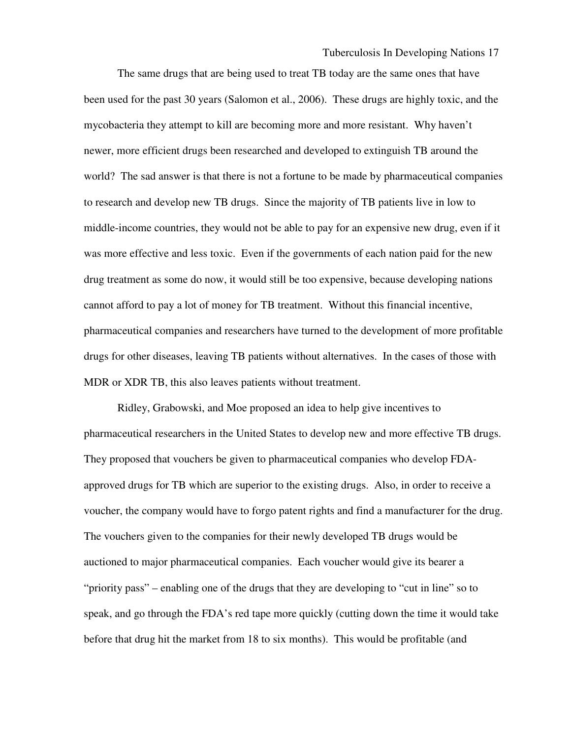The same drugs that are being used to treat TB today are the same ones that have been used for the past 30 years (Salomon et al., 2006). These drugs are highly toxic, and the mycobacteria they attempt to kill are becoming more and more resistant. Why haven't newer, more efficient drugs been researched and developed to extinguish TB around the world? The sad answer is that there is not a fortune to be made by pharmaceutical companies to research and develop new TB drugs. Since the majority of TB patients live in low to middle-income countries, they would not be able to pay for an expensive new drug, even if it was more effective and less toxic. Even if the governments of each nation paid for the new drug treatment as some do now, it would still be too expensive, because developing nations cannot afford to pay a lot of money for TB treatment. Without this financial incentive, pharmaceutical companies and researchers have turned to the development of more profitable drugs for other diseases, leaving TB patients without alternatives. In the cases of those with MDR or XDR TB, this also leaves patients without treatment.

Ridley, Grabowski, and Moe proposed an idea to help give incentives to pharmaceutical researchers in the United States to develop new and more effective TB drugs. They proposed that vouchers be given to pharmaceutical companies who develop FDA-approved drugs for TB which are superior to the existing drugs. Also, in order to receive a voucher, the company would have to forgo patent rights and find a manufacturer for the drug. The vouchers given to the companies for their newly developed TB drugs would be auctioned to major pharmaceutical companies. Each voucher would give its bearer a "priority pass" – enabling one of the drugs that they are developing to "cut in line" so to speak, and go through the FDA's red tape more quickly (cutting down the time it would take before that drug hit the market from 18 to six months). This would be profitable (and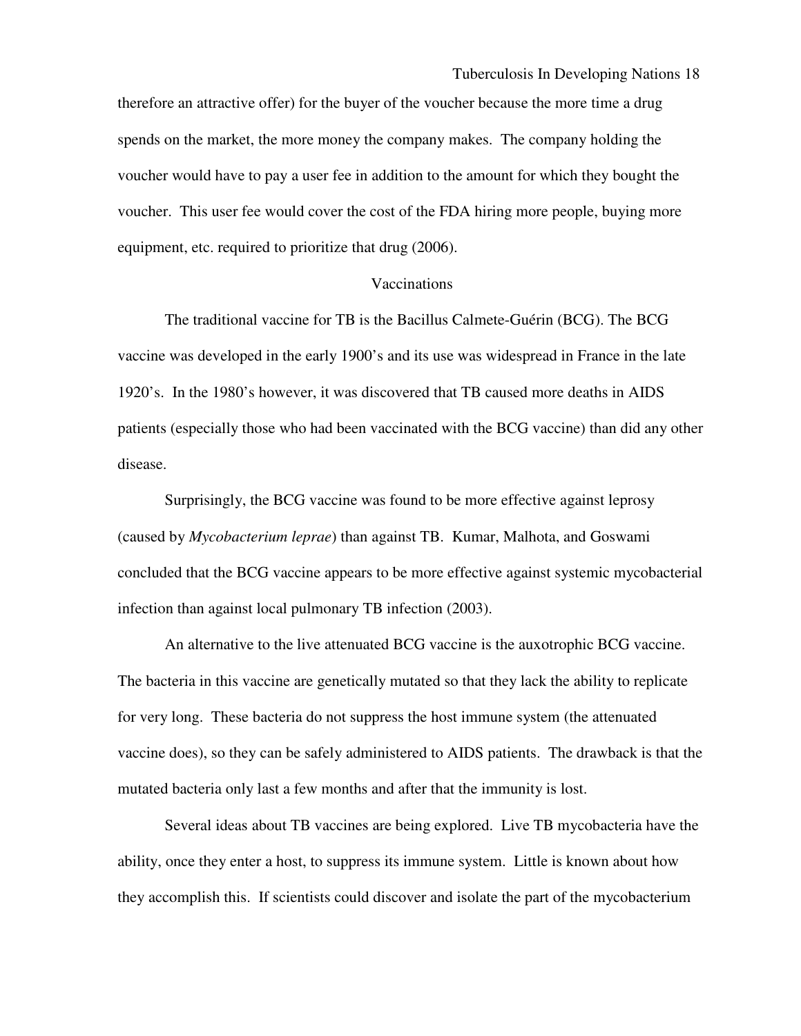therefore an attractive offer) for the buyer of the voucher because the more time a drug spends on the market, the more money the company makes. The company holding the voucher would have to pay a user fee in addition to the amount for which they bought the voucher. This user fee would cover the cost of the FDA hiring more people, buying more equipment, etc. required to prioritize that drug (2006).

## Vaccinations

The traditional vaccine for TB is the Bacillus Calmete-Guérin (BCG). The BCG vaccine was developed in the early 1900's and its use was widespread in France in the late 1920's. In the 1980's however, it was discovered that TB caused more deaths in AIDS patients (especially those who had been vaccinated with the BCG vaccine) than did any other disease.

Surprisingly, the BCG vaccine was found to be more effective against leprosy (caused by *Mycobacterium leprae*) than against TB. Kumar, Malhota, and Goswami concluded that the BCG vaccine appears to be more effective against systemic mycobacterial infection than against local pulmonary TB infection (2003).

An alternative to the live attenuated BCG vaccine is the auxotrophic BCG vaccine. The bacteria in this vaccine are genetically mutated so that they lack the ability to replicate for very long. These bacteria do not suppress the host immune system (the attenuated vaccine does), so they can be safely administered to AIDS patients. The drawback is that the mutated bacteria only last a few months and after that the immunity is lost.

Several ideas about TB vaccines are being explored. Live TB mycobacteria have the ability, once they enter a host, to suppress its immune system. Little is known about how they accomplish this. If scientists could discover and isolate the part of the mycobacterium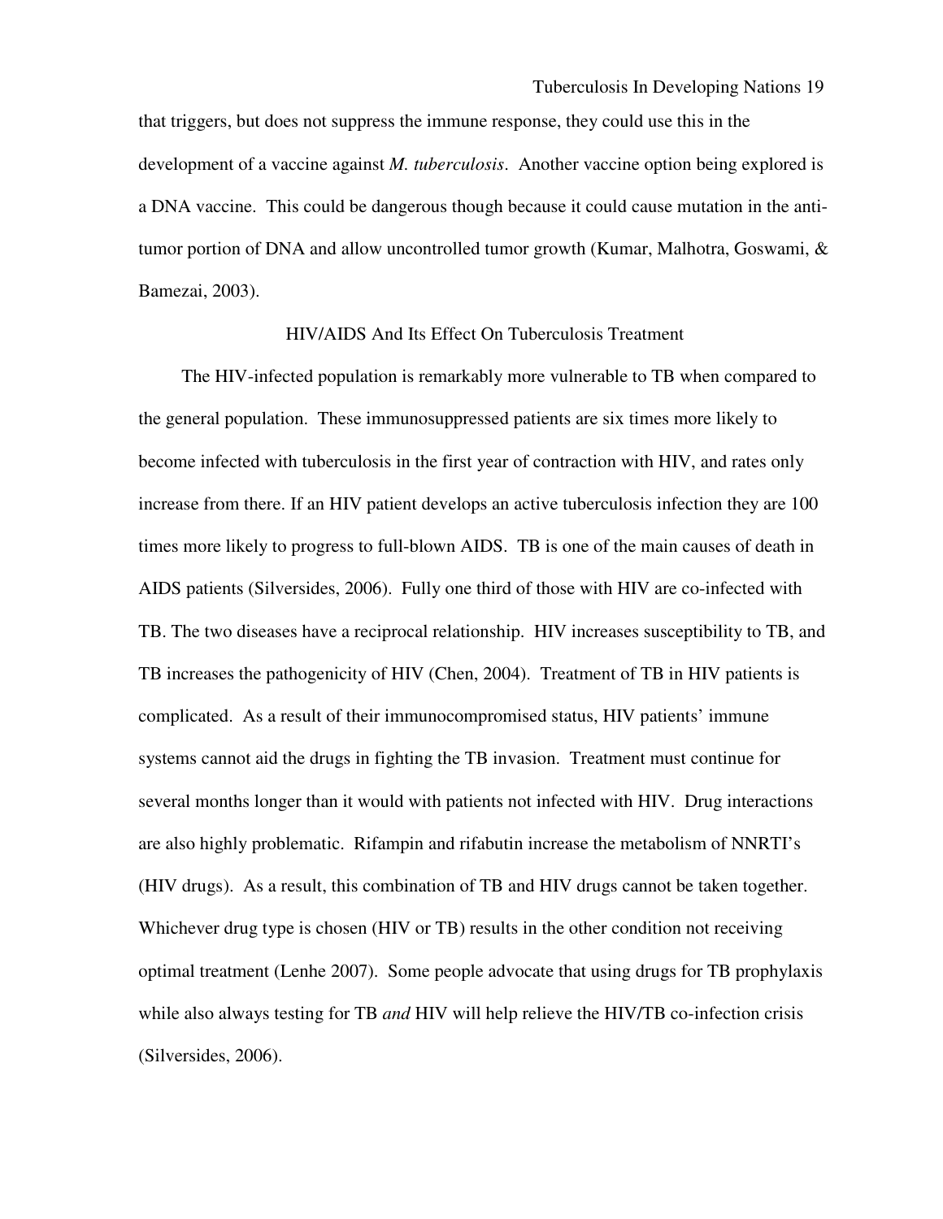that triggers, but does not suppress the immune response, they could use this in the development of a vaccine against *M. tuberculosis*. Another vaccine option being explored is a DNA vaccine. This could be dangerous though because it could cause mutation in the anti-tumor portion of DNA and allow uncontrolled tumor growth (Kumar, Malhotra, Goswami, & Bamezai, 2003).

## HIV/AIDS And Its Effect On Tuberculosis Treatment

The HIV-infected population is remarkably more vulnerable to TB when compared to the general population. These immunosuppressed patients are six times more likely to become infected with tuberculosis in the first year of contraction with HIV, and rates only increase from there. If an HIV patient develops an active tuberculosis infection they are 100 times more likely to progress to full-blown AIDS. TB is one of the main causes of death in AIDS patients (Silversides, 2006). Fully one third of those with HIV are co-infected with TB. The two diseases have a reciprocal relationship. HIV increases susceptibility to TB, and TB increases the pathogenicity of HIV (Chen, 2004). Treatment of TB in HIV patients is complicated. As a result of their immunocompromised status, HIV patients' immune systems cannot aid the drugs in fighting the TB invasion. Treatment must continue for several months longer than it would with patients not infected with HIV. Drug interactions are also highly problematic. Rifampin and rifabutin increase the metabolism of NNRTI's (HIV drugs). As a result, this combination of TB and HIV drugs cannot be taken together. Whichever drug type is chosen (HIV or TB) results in the other condition not receiving optimal treatment (Lenhe 2007). Some people advocate that using drugs for TB prophylaxis while also always testing for TB *and* HIV will help relieve the HIV/TB co-infection crisis (Silversides, 2006).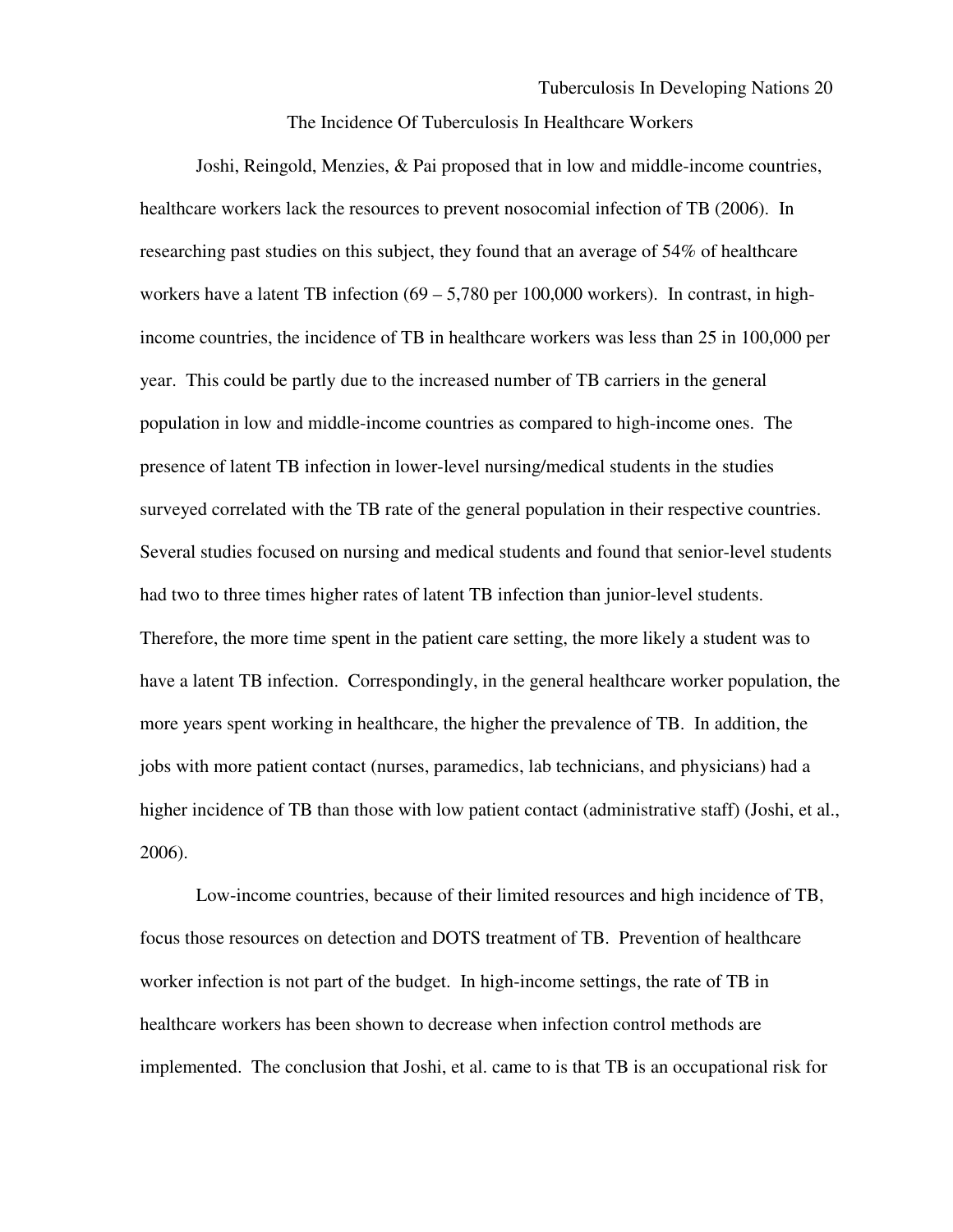## The Incidence Of Tuberculosis In Healthcare Workers

Joshi, Reingold, Menzies, & Pai proposed that in low and middle-income countries, healthcare workers lack the resources to prevent nosocomial infection of TB (2006). In researching past studies on this subject, they found that an average of 54% of healthcare workers have a latent TB infection (69 – 5,780 per 100,000 workers). In contrast, in high-income countries, the incidence of TB in healthcare workers was less than 25 in 100,000 per year. This could be partly due to the increased number of TB carriers in the general population in low and middle-income countries as compared to high-income ones. The presence of latent TB infection in lower-level nursing/medical students in the studies surveyed correlated with the TB rate of the general population in their respective countries. Several studies focused on nursing and medical students and found that senior-level students had two to three times higher rates of latent TB infection than junior-level students. Therefore, the more time spent in the patient care setting, the more likely a student was to have a latent TB infection. Correspondingly, in the general healthcare worker population, the more years spent working in healthcare, the higher the prevalence of TB. In addition, the jobs with more patient contact (nurses, paramedics, lab technicians, and physicians) had a higher incidence of TB than those with low patient contact (administrative staff) (Joshi, et al., 2006).

Low-income countries, because of their limited resources and high incidence of TB, focus those resources on detection and DOTS treatment of TB. Prevention of healthcare worker infection is not part of the budget. In high-income settings, the rate of TB in healthcare workers has been shown to decrease when infection control methods are implemented. The conclusion that Joshi, et al. came to is that TB is an occupational risk for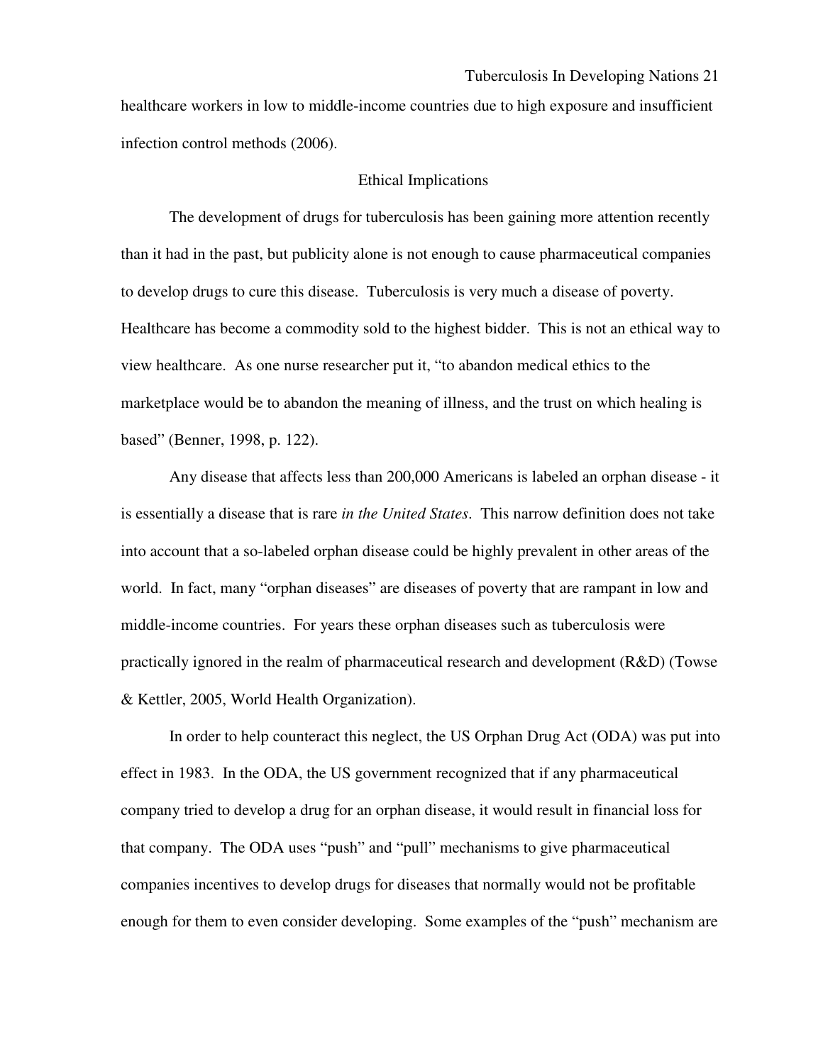healthcare workers in low to middle-income countries due to high exposure and insufficient infection control methods (2006).

## Ethical Implications

The development of drugs for tuberculosis has been gaining more attention recently than it had in the past, but publicity alone is not enough to cause pharmaceutical companies to develop drugs to cure this disease. Tuberculosis is very much a disease of poverty. Healthcare has become a commodity sold to the highest bidder. This is not an ethical way to view healthcare. As one nurse researcher put it, "to abandon medical ethics to the marketplace would be to abandon the meaning of illness, and the trust on which healing is based" (Benner, 1998, p. 122).

Any disease that affects less than 200,000 Americans is labeled an orphan disease - it is essentially a disease that is rare *in the United States*. This narrow definition does not take into account that a so-labeled orphan disease could be highly prevalent in other areas of the world. In fact, many "orphan diseases" are diseases of poverty that are rampant in low and middle-income countries. For years these orphan diseases such as tuberculosis were practically ignored in the realm of pharmaceutical research and development (R&D) (Towse & Kettler, 2005, World Health Organization).

In order to help counteract this neglect, the US Orphan Drug Act (ODA) was put into effect in 1983. In the ODA, the US government recognized that if any pharmaceutical company tried to develop a drug for an orphan disease, it would result in financial loss for that company. The ODA uses "push" and "pull" mechanisms to give pharmaceutical companies incentives to develop drugs for diseases that normally would not be profitable enough for them to even consider developing. Some examples of the "push" mechanism are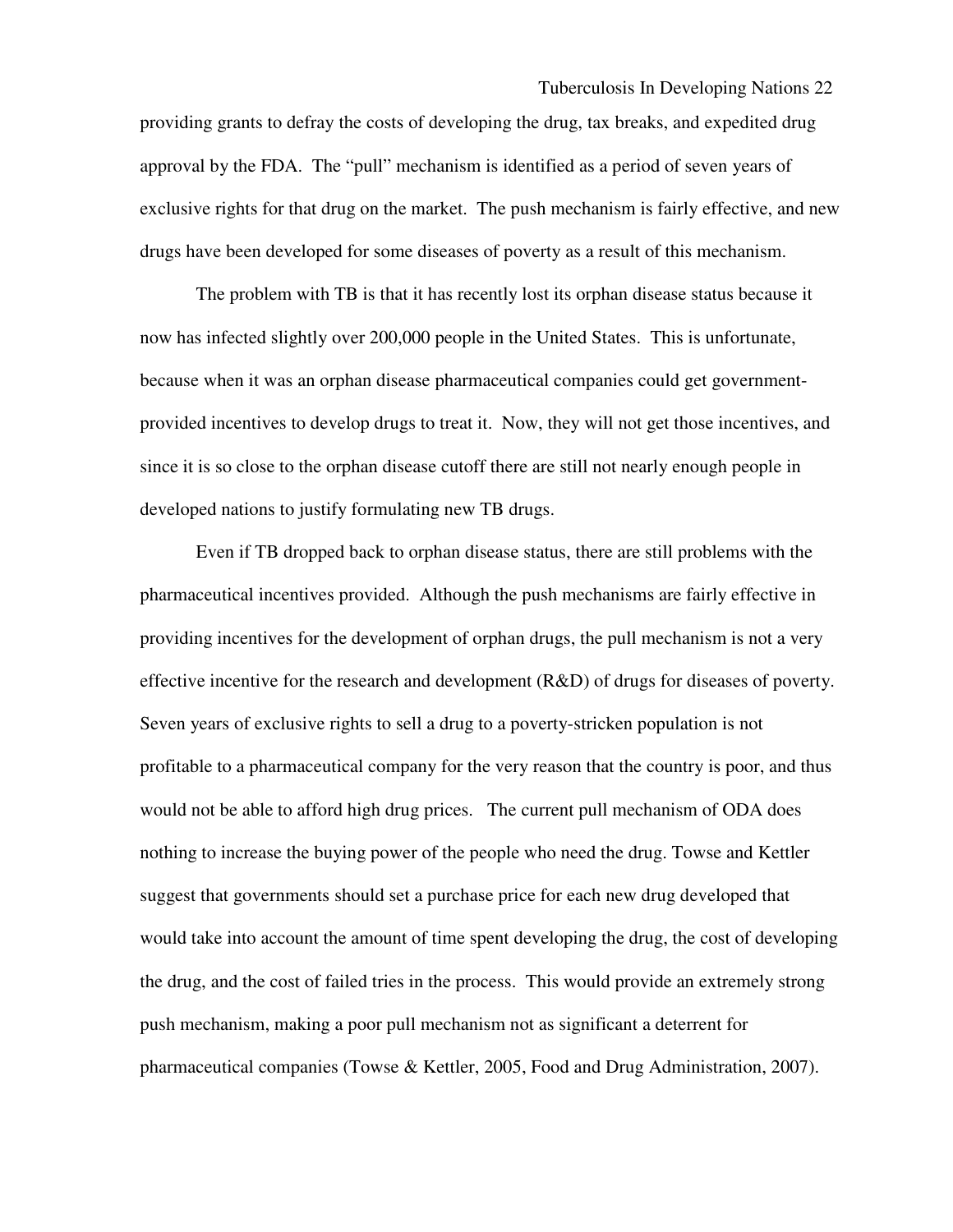providing grants to defray the costs of developing the drug, tax breaks, and expedited drug approval by the FDA. The "pull" mechanism is identified as a period of seven years of exclusive rights for that drug on the market. The push mechanism is fairly effective, and new drugs have been developed for some diseases of poverty as a result of this mechanism.

The problem with TB is that it has recently lost its orphan disease status because it now has infected slightly over 200,000 people in the United States. This is unfortunate, because when it was an orphan disease pharmaceutical companies could get government-provided incentives to develop drugs to treat it. Now, they will not get those incentives, and since it is so close to the orphan disease cutoff there are still not nearly enough people in developed nations to justify formulating new TB drugs.

Even if TB dropped back to orphan disease status, there are still problems with the pharmaceutical incentives provided. Although the push mechanisms are fairly effective in providing incentives for the development of orphan drugs, the pull mechanism is not a very effective incentive for the research and development (R&D) of drugs for diseases of poverty. Seven years of exclusive rights to sell a drug to a poverty-stricken population is not profitable to a pharmaceutical company for the very reason that the country is poor, and thus would not be able to afford high drug prices. The current pull mechanism of ODA does nothing to increase the buying power of the people who need the drug. Towse and Kettler suggest that governments should set a purchase price for each new drug developed that would take into account the amount of time spent developing the drug, the cost of developing the drug, and the cost of failed tries in the process. This would provide an extremely strong push mechanism, making a poor pull mechanism not as significant a deterrent for pharmaceutical companies (Towse & Kettler, 2005, Food and Drug Administration, 2007).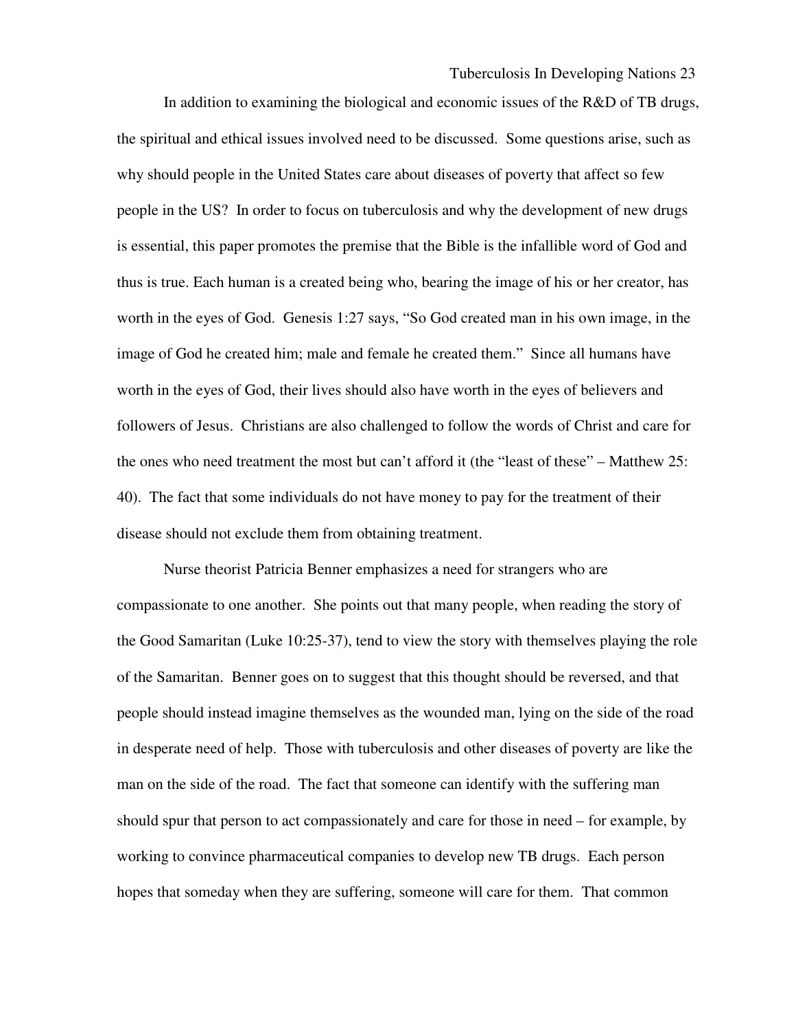In addition to examining the biological and economic issues of the R&D of TB drugs, the spiritual and ethical issues involved need to be discussed. Some questions arise, such as why should people in the United States care about diseases of poverty that affect so few people in the US? In order to focus on tuberculosis and why the development of new drugs is essential, this paper promotes the premise that the Bible is the infallible word of God and thus is true. Each human is a created being who, bearing the image of his or her creator, has worth in the eyes of God. Genesis 1:27 says, "So God created man in his own image, in the image of God he created him; male and female he created them." Since all humans have worth in the eyes of God, their lives should also have worth in the eyes of believers and followers of Jesus. Christians are also challenged to follow the words of Christ and care for the ones who need treatment the most but can't afford it (the "least of these" – Matthew 25: 40). The fact that some individuals do not have money to pay for the treatment of their disease should not exclude them from obtaining treatment.

Nurse theorist Patricia Benner emphasizes a need for strangers who are compassionate to one another. She points out that many people, when reading the story of the Good Samaritan (Luke 10:25-37), tend to view the story with themselves playing the role of the Samaritan. Benner goes on to suggest that this thought should be reversed, and that people should instead imagine themselves as the wounded man, lying on the side of the road in desperate need of help. Those with tuberculosis and other diseases of poverty are like the man on the side of the road. The fact that someone can identify with the suffering man should spur that person to act compassionately and care for those in need – for example, by working to convince pharmaceutical companies to develop new TB drugs. Each person hopes that someday when they are suffering, someone will care for them. That common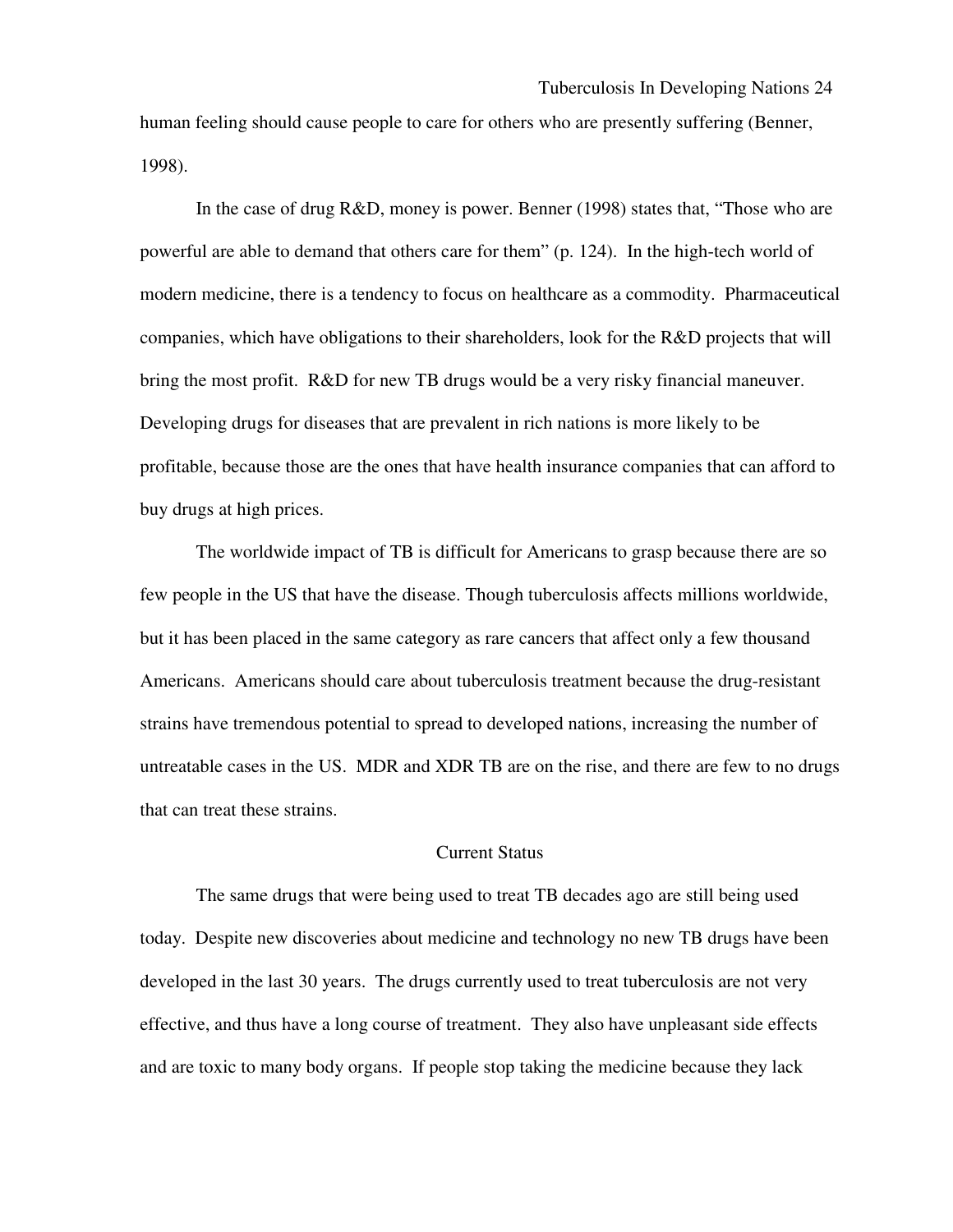human feeling should cause people to care for others who are presently suffering (Benner, 1998).

In the case of drug R&D, money is power. Benner (1998) states that, "Those who are powerful are able to demand that others care for them" (p. 124). In the high-tech world of modern medicine, there is a tendency to focus on healthcare as a commodity. Pharmaceutical companies, which have obligations to their shareholders, look for the R&D projects that will bring the most profit. R&D for new TB drugs would be a very risky financial maneuver. Developing drugs for diseases that are prevalent in rich nations is more likely to be profitable, because those are the ones that have health insurance companies that can afford to buy drugs at high prices.

The worldwide impact of TB is difficult for Americans to grasp because there are so few people in the US that have the disease. Though tuberculosis affects millions worldwide, but it has been placed in the same category as rare cancers that affect only a few thousand Americans. Americans should care about tuberculosis treatment because the drug-resistant strains have tremendous potential to spread to developed nations, increasing the number of untreatable cases in the US. MDR and XDR TB are on the rise, and there are few to no drugs that can treat these strains.

## Current Status

The same drugs that were being used to treat TB decades ago are still being used today. Despite new discoveries about medicine and technology no new TB drugs have been developed in the last 30 years. The drugs currently used to treat tuberculosis are not very effective, and thus have a long course of treatment. They also have unpleasant side effects and are toxic to many body organs. If people stop taking the medicine because they lack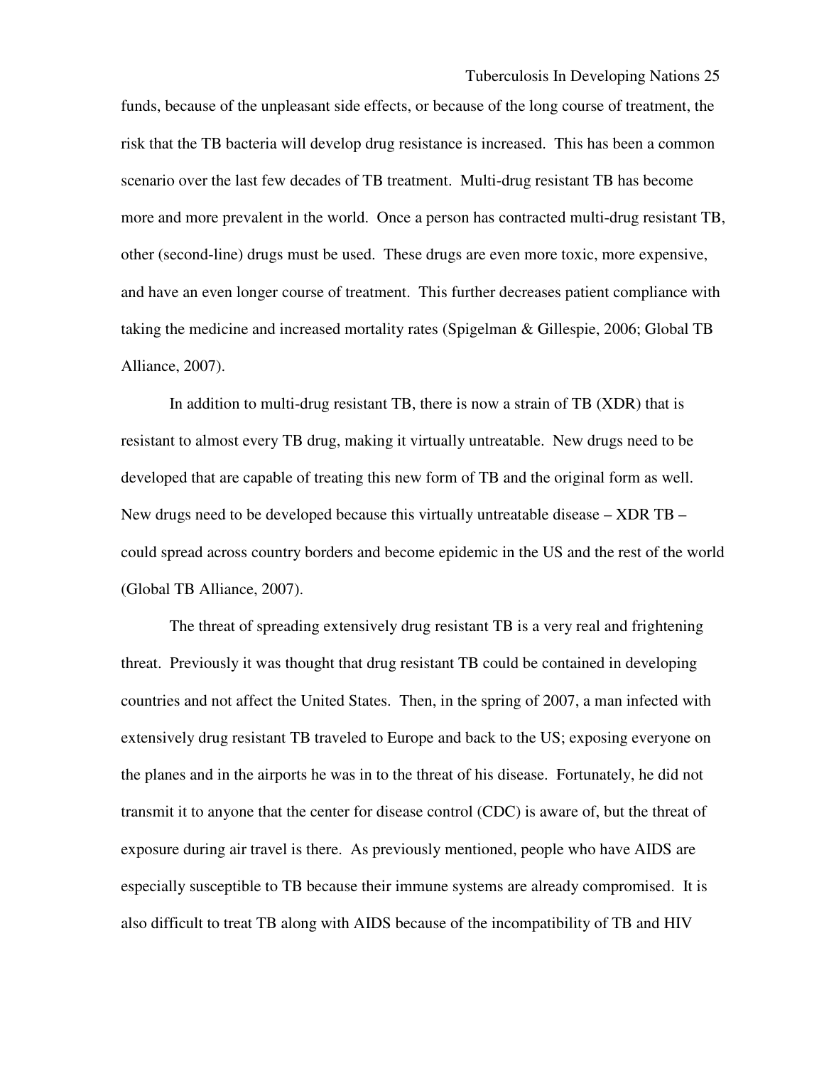funds, because of the unpleasant side effects, or because of the long course of treatment, the risk that the TB bacteria will develop drug resistance is increased. This has been a common scenario over the last few decades of TB treatment. Multi-drug resistant TB has become more and more prevalent in the world. Once a person has contracted multi-drug resistant TB, other (second-line) drugs must be used. These drugs are even more toxic, more expensive, and have an even longer course of treatment. This further decreases patient compliance with taking the medicine and increased mortality rates (Spigelman & Gillespie, 2006; Global TB Alliance, 2007).

In addition to multi-drug resistant TB, there is now a strain of TB (XDR) that is resistant to almost every TB drug, making it virtually untreatable. New drugs need to be developed that are capable of treating this new form of TB and the original form as well. New drugs need to be developed because this virtually untreatable disease – XDR TB – could spread across country borders and become epidemic in the US and the rest of the world (Global TB Alliance, 2007).

The threat of spreading extensively drug resistant TB is a very real and frightening threat. Previously it was thought that drug resistant TB could be contained in developing countries and not affect the United States. Then, in the spring of 2007, a man infected with extensively drug resistant TB traveled to Europe and back to the US; exposing everyone on the planes and in the airports he was in to the threat of his disease. Fortunately, he did not transmit it to anyone that the center for disease control (CDC) is aware of, but the threat of exposure during air travel is there. As previously mentioned, people who have AIDS are especially susceptible to TB because their immune systems are already compromised. It is also difficult to treat TB along with AIDS because of the incompatibility of TB and HIV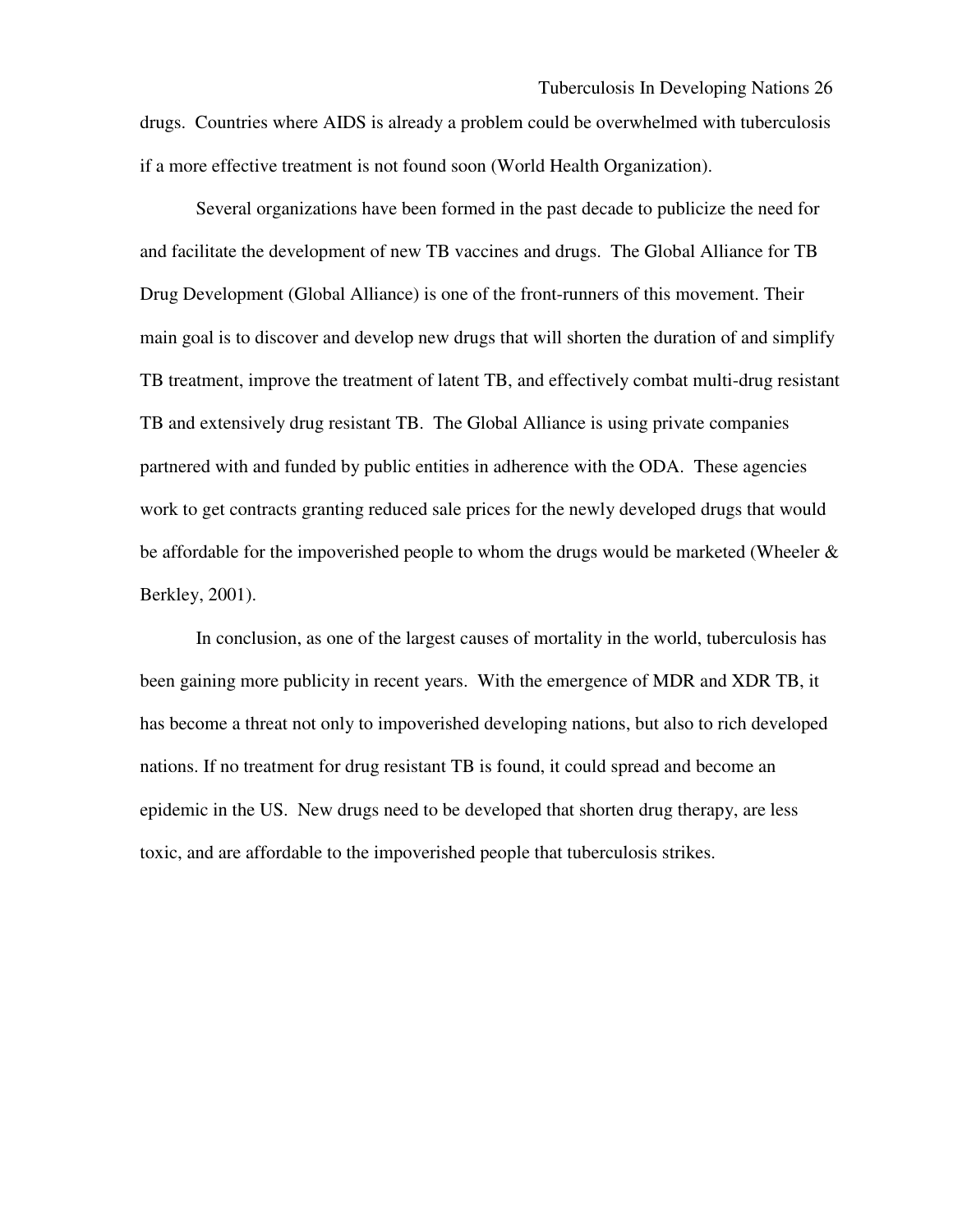drugs. Countries where AIDS is already a problem could be overwhelmed with tuberculosis if a more effective treatment is not found soon (World Health Organization).

Several organizations have been formed in the past decade to publicize the need for and facilitate the development of new TB vaccines and drugs. The Global Alliance for TB Drug Development (Global Alliance) is one of the front-runners of this movement. Their main goal is to discover and develop new drugs that will shorten the duration of and simplify TB treatment, improve the treatment of latent TB, and effectively combat multi-drug resistant TB and extensively drug resistant TB. The Global Alliance is using private companies partnered with and funded by public entities in adherence with the ODA. These agencies work to get contracts granting reduced sale prices for the newly developed drugs that would be affordable for the impoverished people to whom the drugs would be marketed (Wheeler & Berkley, 2001).

In conclusion, as one of the largest causes of mortality in the world, tuberculosis has been gaining more publicity in recent years. With the emergence of MDR and XDR TB, it has become a threat not only to impoverished developing nations, but also to rich developed nations. If no treatment for drug resistant TB is found, it could spread and become an epidemic in the US. New drugs need to be developed that shorten drug therapy, are less toxic, and are affordable to the impoverished people that tuberculosis strikes.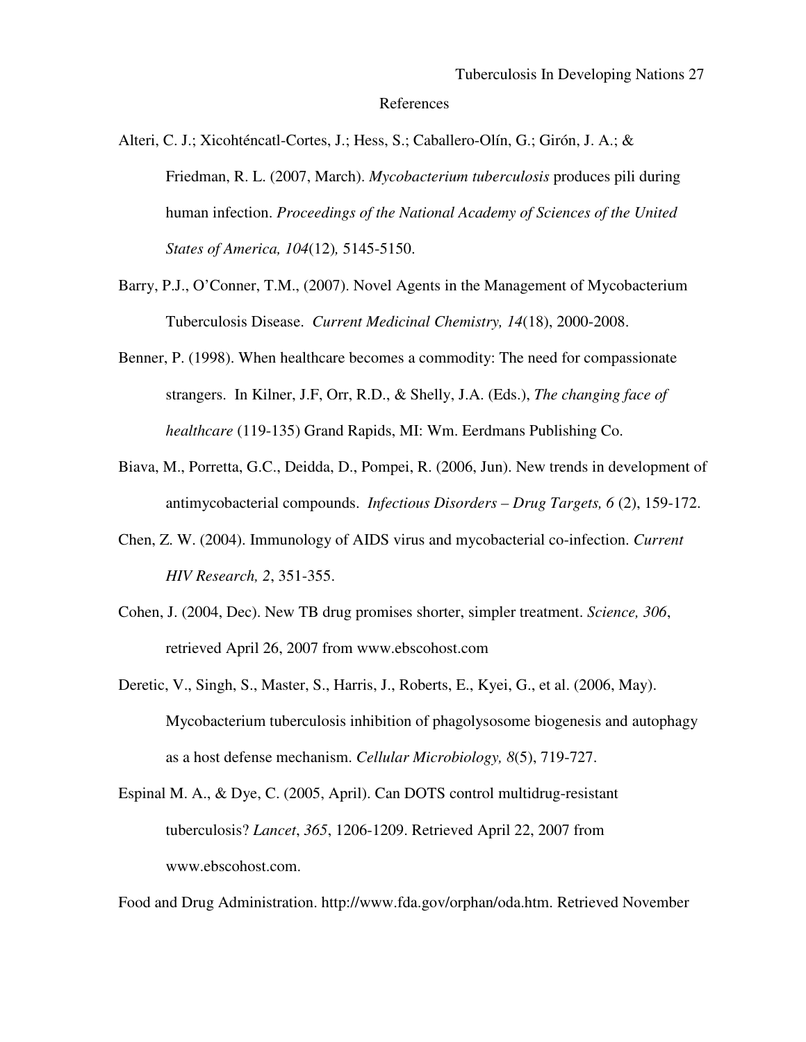# References

Alteri, C. J.; Xicohténcatl-Cortes, J.; Hess, S.; Caballero-Olín, G.; Girón, J. A.; & Friedman, R. L. (2007, March). *Mycobacterium tuberculosis* produces pili during human infection. *Proceedings of the National Academy of Sciences of the United States of America, 104*(12)*,* 5145-5150.

Barry, P.J., O'Conner, T.M., (2007). Novel Agents in the Management of Mycobacterium Tuberculosis Disease. *Current Medicinal Chemistry, 14*(18), 2000-2008.

Benner, P. (1998). When healthcare becomes a commodity: The need for compassionate strangers. In Kilner, J.F, Orr, R.D., & Shelly, J.A. (Eds.), *The changing face of healthcare* (119-135) Grand Rapids, MI: Wm. Eerdmans Publishing Co.

Biava, M., Porretta, G.C., Deidda, D., Pompei, R. (2006, Jun). New trends in development of antimycobacterial compounds. *Infectious Disorders – Drug Targets, 6* (2), 159-172.

Chen, Z. W. (2004). Immunology of AIDS virus and mycobacterial co-infection. *Current HIV Research, 2*, 351-355.

Cohen, J. (2004, Dec). New TB drug promises shorter, simpler treatment. *Science, 306*, retrieved April 26, 2007 from www.ebscohost.com

Deretic, V., Singh, S., Master, S., Harris, J., Roberts, E., Kyei, G., et al. (2006, May). Mycobacterium tuberculosis inhibition of phagolysosome biogenesis and autophagy as a host defense mechanism. *Cellular Microbiology, 8*(5), 719-727.

Espinal M. A., & Dye, C. (2005, April). Can DOTS control multidrug-resistant tuberculosis? *Lancet*, *365*, 1206-1209. Retrieved April 22, 2007 from www.ebscohost.com.

Food and Drug Administration. http://www.fda.gov/orphan/oda.htm. Retrieved November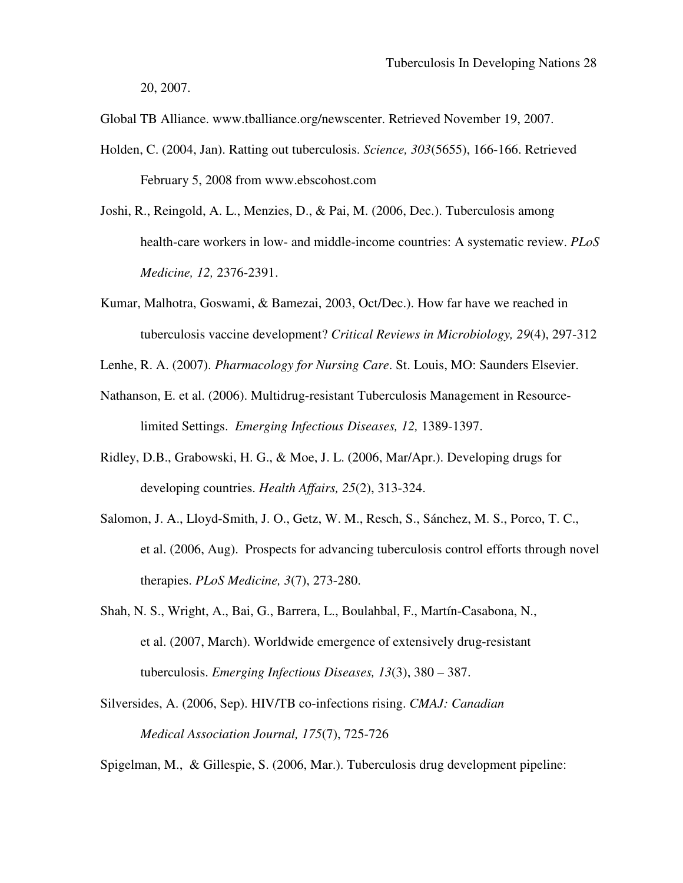20, 2007.

Global TB Alliance. www.tballiance.org/newscenter. Retrieved November 19, 2007.

Holden, C. (2004, Jan). Ratting out tuberculosis. *Science, 303*(5655), 166-166. Retrieved February 5, 2008 from www.ebscohost.com

Joshi, R., Reingold, A. L., Menzies, D., & Pai, M. (2006, Dec.). Tuberculosis among health-care workers in low- and middle-income countries: A systematic review. *PLoS Medicine, 12,* 2376-2391.

Kumar, Malhotra, Goswami, & Bamezai, 2003, Oct/Dec.). How far have we reached in tuberculosis vaccine development? *Critical Reviews in Microbiology, 29*(4), 297-312

Lenhe, R. A. (2007). *Pharmacology for Nursing Care*. St. Louis, MO: Saunders Elsevier.

Nathanson, E. et al. (2006). Multidrug-resistant Tuberculosis Management in Resource-limited Settings. *Emerging Infectious Diseases, 12,* 1389-1397.

Ridley, D.B., Grabowski, H. G., & Moe, J. L. (2006, Mar/Apr.). Developing drugs for developing countries. *Health Affairs, 25*(2), 313-324.

Salomon, J. A., Lloyd-Smith, J. O., Getz, W. M., Resch, S., Sánchez, M. S., Porco, T. C., et al. (2006, Aug). Prospects for advancing tuberculosis control efforts through novel therapies. *PLoS Medicine, 3*(7), 273-280.

Shah, N. S., Wright, A., Bai, G., Barrera, L., Boulahbal, F., Martín-Casabona, N., et al. (2007, March). Worldwide emergence of extensively drug-resistant tuberculosis. *Emerging Infectious Diseases, 13*(3), 380 – 387.

Silversides, A. (2006, Sep). HIV/TB co-infections rising. *CMAJ: Canadian Medical Association Journal, 175*(7), 725-726

Spigelman, M., & Gillespie, S. (2006, Mar.). Tuberculosis drug development pipeline: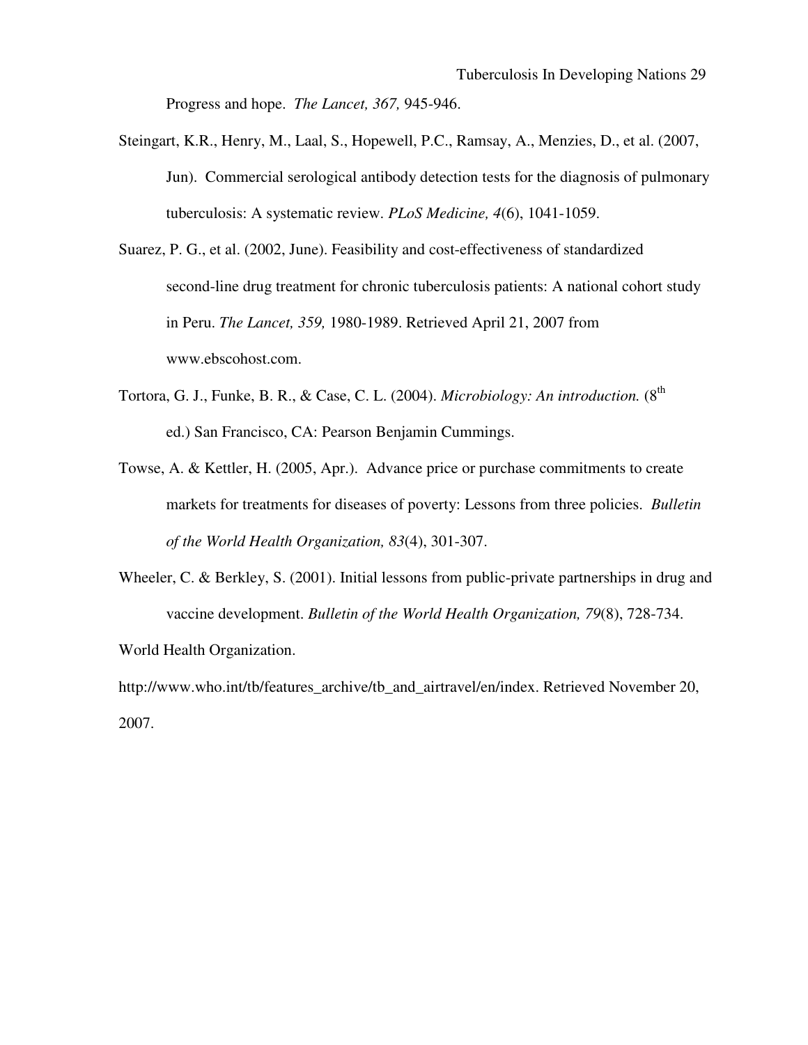Progress and hope. *The Lancet, 367,* 945-946.

Steingart, K.R., Henry, M., Laal, S., Hopewell, P.C., Ramsay, A., Menzies, D., et al. (2007, Jun). Commercial serological antibody detection tests for the diagnosis of pulmonary tuberculosis: A systematic review. *PLoS Medicine, 4*(6), 1041-1059.

Suarez, P. G., et al. (2002, June). Feasibility and cost-effectiveness of standardized second-line drug treatment for chronic tuberculosis patients: A national cohort study in Peru. *The Lancet, 359,* 1980-1989. Retrieved April 21, 2007 from www.ebscohost.com.

Tortora, G. J., Funke, B. R., & Case, C. L. (2004). *Microbiology: An introduction.* (8th ed.) San Francisco, CA: Pearson Benjamin Cummings.

Towse, A. & Kettler, H. (2005, Apr.). Advance price or purchase commitments to create markets for treatments for diseases of poverty: Lessons from three policies. *Bulletin of the World Health Organization, 83*(4), 301-307.

Wheeler, C. & Berkley, S. (2001). Initial lessons from public-private partnerships in drug and vaccine development. *Bulletin of the World Health Organization, 79*(8), 728-734.

World Health Organization.

http://www.who.int/tb/features_archive/tb_and_airtravel/en/index. Retrieved November 20, 2007.